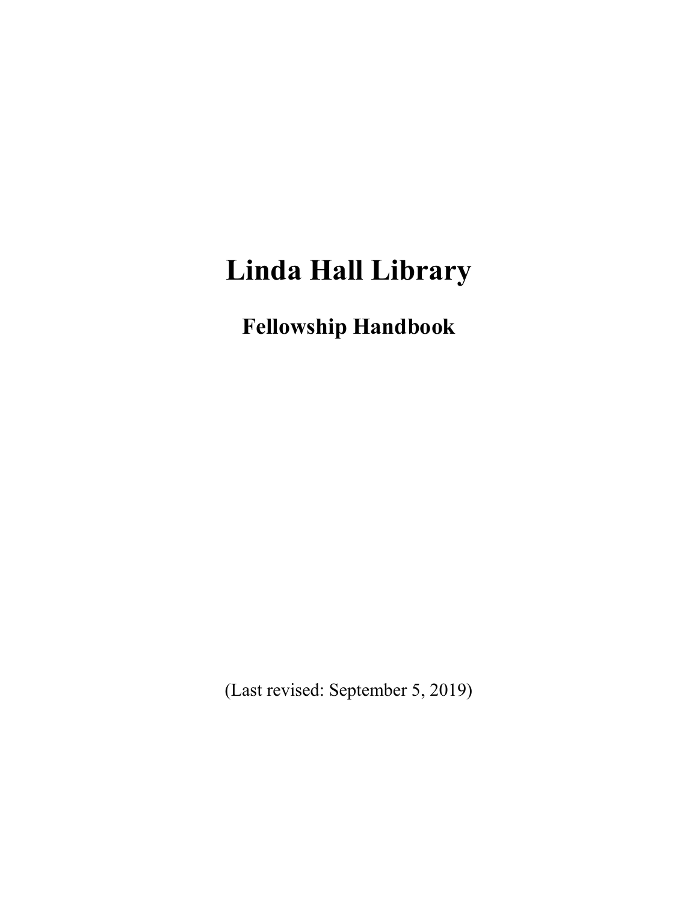# Linda Hall Library

## Fellowship Handbook

(Last revised: September 5, 2019)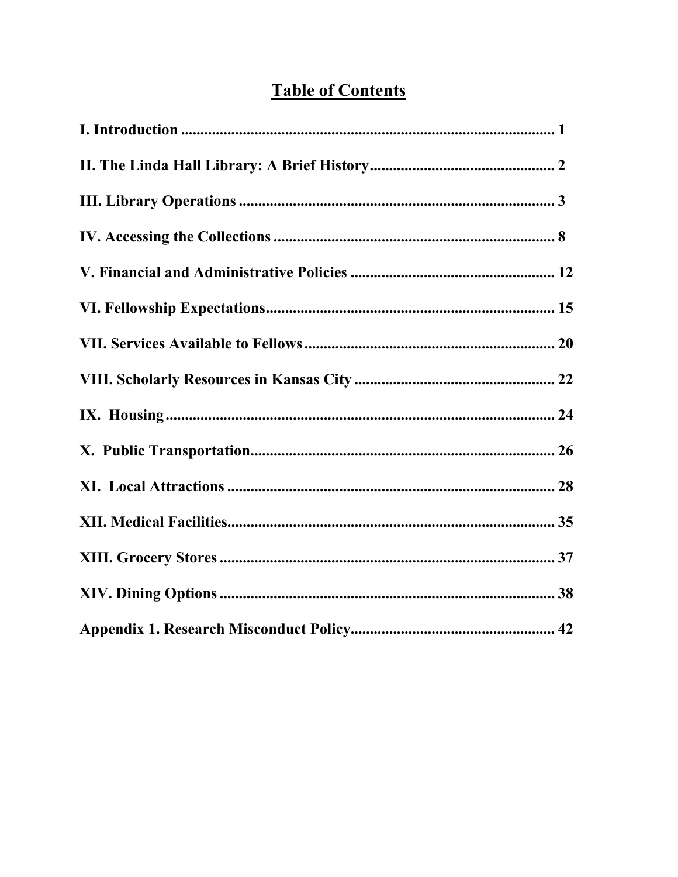# Table of Contents

| | |
|---|---|
| **I. Introduction** | **1** |
| **II. The Linda Hall Library: A Brief History** | **2** |
| **III. Library Operations** | **3** |
| **IV. Accessing the Collections** | **8** |
| **V. Financial and Administrative Policies** | **12** |
| **VI. Fellowship Expectations** | **15** |
| **VII. Services Available to Fellows** | **20** |
| **VIII. Scholarly Resources in Kansas City** | **22** |
| **IX. Housing** | **24** |
| **X. Public Transportation** | **26** |
| **XI. Local Attractions** | **28** |
| **XII. Medical Facilities** | **35** |
| **XIII. Grocery Stores** | **37** |
| **XIV. Dining Options** | **38** |
| **Appendix 1. Research Misconduct Policy** | **42** |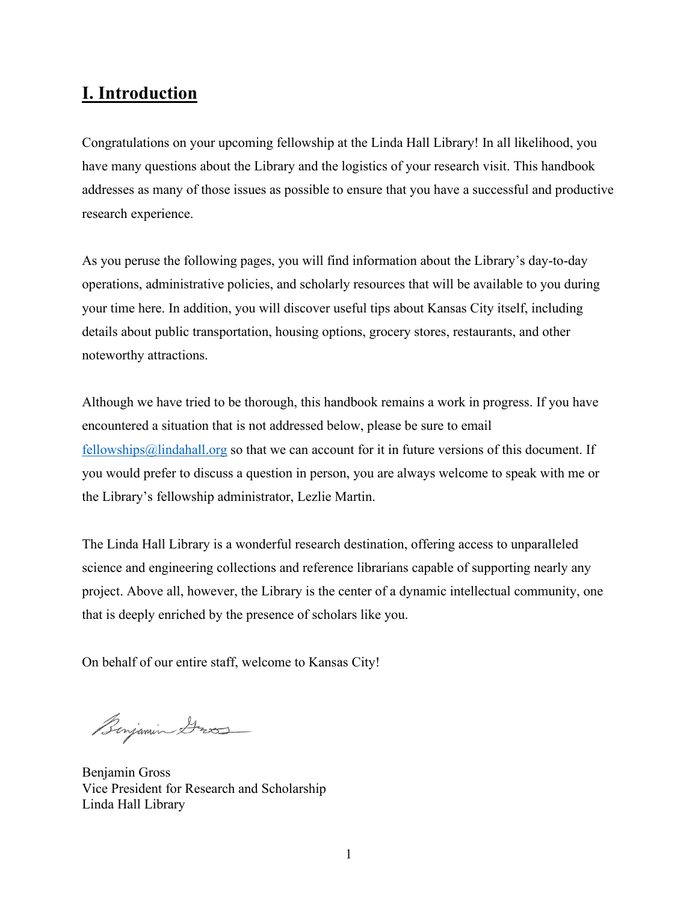## I. Introduction

Congratulations on your upcoming fellowship at the Linda Hall Library! In all likelihood, you have many questions about the Library and the logistics of your research visit. This handbook addresses as many of those issues as possible to ensure that you have a successful and productive research experience.

As you peruse the following pages, you will find information about the Library's day-to-day operations, administrative policies, and scholarly resources that will be available to you during your time here. In addition, you will discover useful tips about Kansas City itself, including details about public transportation, housing options, grocery stores, restaurants, and other noteworthy attractions.

Although we have tried to be thorough, this handbook remains a work in progress. If you have encountered a situation that is not addressed below, please be sure to email fellowships@lindahall.org so that we can account for it in future versions of this document. If you would prefer to discuss a question in person, you are always welcome to speak with me or the Library's fellowship administrator, Lezlie Martin.

The Linda Hall Library is a wonderful research destination, offering access to unparalleled science and engineering collections and reference librarians capable of supporting nearly any project. Above all, however, the Library is the center of a dynamic intellectual community, one that is deeply enriched by the presence of scholars like you.

On behalf of our entire staff, welcome to Kansas City!

Benjamin Gross
Vice President for Research and Scholarship
Linda Hall Library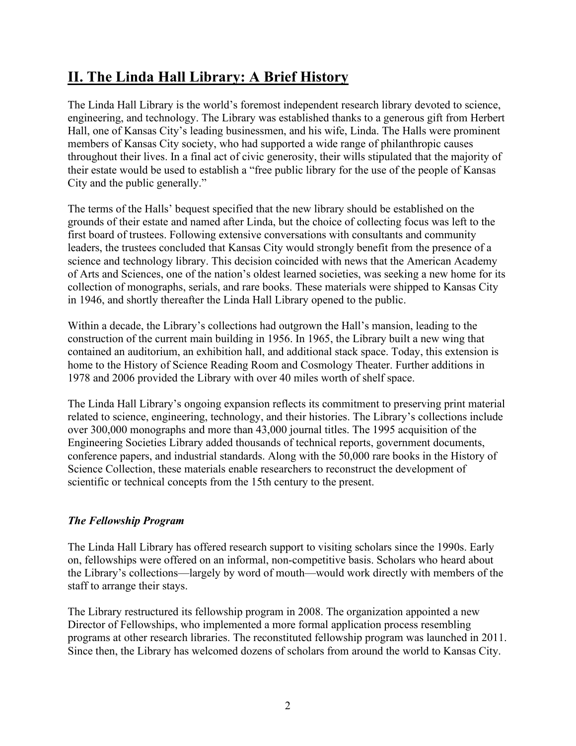## II. The Linda Hall Library: A Brief History

The Linda Hall Library is the world's foremost independent research library devoted to science, engineering, and technology. The Library was established thanks to a generous gift from Herbert Hall, one of Kansas City's leading businessmen, and his wife, Linda. The Halls were prominent members of Kansas City society, who had supported a wide range of philanthropic causes throughout their lives. In a final act of civic generosity, their wills stipulated that the majority of their estate would be used to establish a "free public library for the use of the people of Kansas City and the public generally."

The terms of the Halls' bequest specified that the new library should be established on the grounds of their estate and named after Linda, but the choice of collecting focus was left to the first board of trustees. Following extensive conversations with consultants and community leaders, the trustees concluded that Kansas City would strongly benefit from the presence of a science and technology library. This decision coincided with news that the American Academy of Arts and Sciences, one of the nation's oldest learned societies, was seeking a new home for its collection of monographs, serials, and rare books. These materials were shipped to Kansas City in 1946, and shortly thereafter the Linda Hall Library opened to the public.

Within a decade, the Library's collections had outgrown the Hall's mansion, leading to the construction of the current main building in 1956. In 1965, the Library built a new wing that contained an auditorium, an exhibition hall, and additional stack space. Today, this extension is home to the History of Science Reading Room and Cosmology Theater. Further additions in 1978 and 2006 provided the Library with over 40 miles worth of shelf space.

The Linda Hall Library's ongoing expansion reflects its commitment to preserving print material related to science, engineering, technology, and their histories. The Library's collections include over 300,000 monographs and more than 43,000 journal titles. The 1995 acquisition of the Engineering Societies Library added thousands of technical reports, government documents, conference papers, and industrial standards. Along with the 50,000 rare books in the History of Science Collection, these materials enable researchers to reconstruct the development of scientific or technical concepts from the 15th century to the present.

### *The Fellowship Program*

The Linda Hall Library has offered research support to visiting scholars since the 1990s. Early on, fellowships were offered on an informal, non-competitive basis. Scholars who heard about the Library's collections—largely by word of mouth—would work directly with members of the staff to arrange their stays.

The Library restructured its fellowship program in 2008. The organization appointed a new Director of Fellowships, who implemented a more formal application process resembling programs at other research libraries. The reconstituted fellowship program was launched in 2011. Since then, the Library has welcomed dozens of scholars from around the world to Kansas City.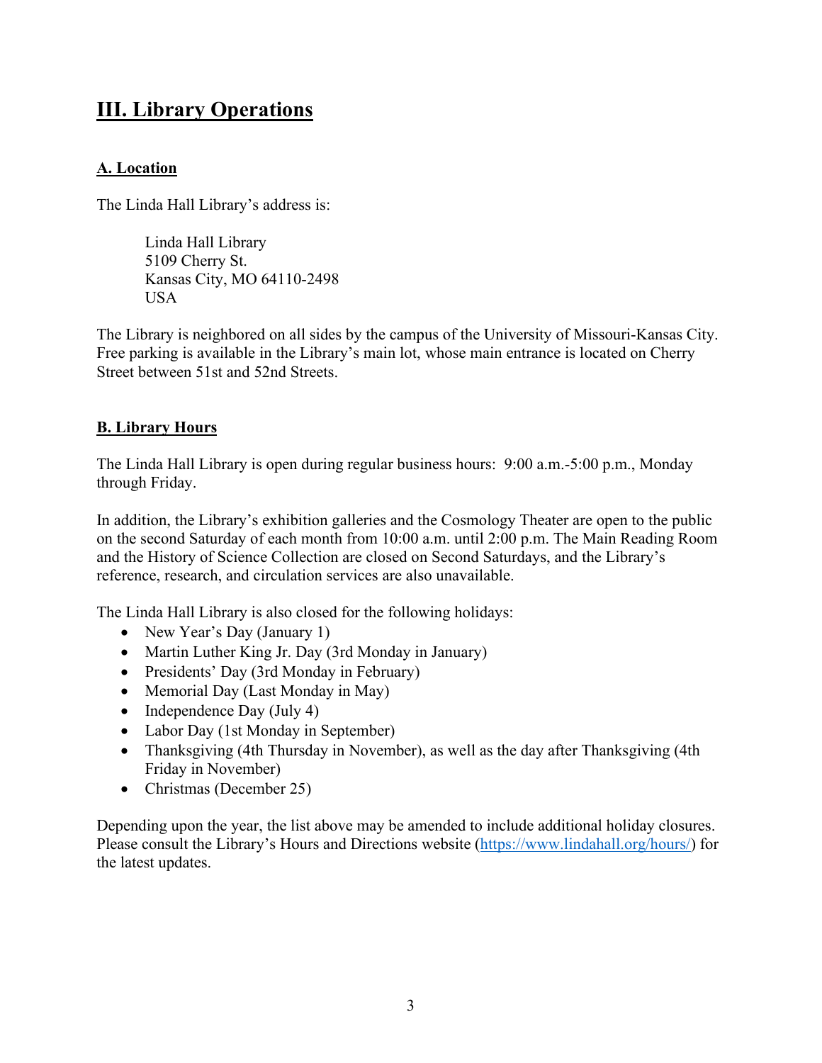# III. Library Operations

## A. Location

The Linda Hall Library's address is:

> Linda Hall Library
> 5109 Cherry St.
> Kansas City, MO 64110-2498
> USA

The Library is neighbored on all sides by the campus of the University of Missouri-Kansas City. Free parking is available in the Library's main lot, whose main entrance is located on Cherry Street between 51st and 52nd Streets.

## B. Library Hours

The Linda Hall Library is open during regular business hours: 9:00 a.m.-5:00 p.m., Monday through Friday.

In addition, the Library's exhibition galleries and the Cosmology Theater are open to the public on the second Saturday of each month from 10:00 a.m. until 2:00 p.m. The Main Reading Room and the History of Science Collection are closed on Second Saturdays, and the Library's reference, research, and circulation services are also unavailable.

The Linda Hall Library is also closed for the following holidays:

- New Year's Day (January 1)
- Martin Luther King Jr. Day (3rd Monday in January)
- Presidents' Day (3rd Monday in February)
- Memorial Day (Last Monday in May)
- Independence Day (July 4)
- Labor Day (1st Monday in September)
- Thanksgiving (4th Thursday in November), as well as the day after Thanksgiving (4th Friday in November)
- Christmas (December 25)

Depending upon the year, the list above may be amended to include additional holiday closures. Please consult the Library's Hours and Directions website (https://www.lindahall.org/hours/) for the latest updates.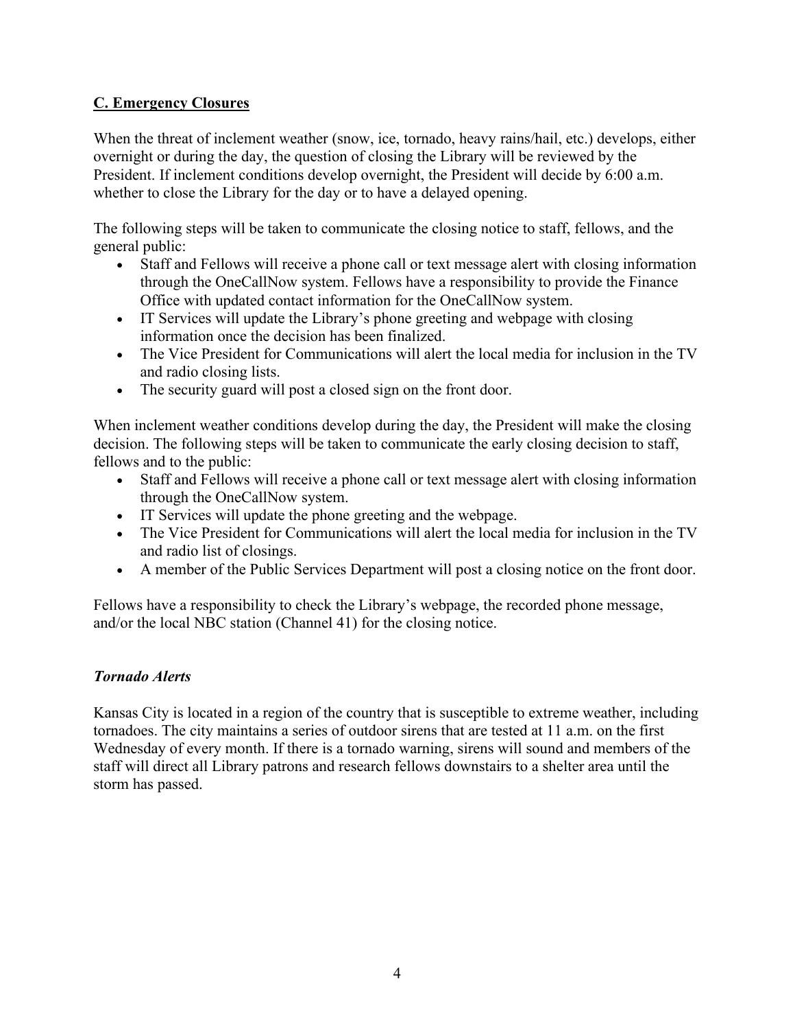## **C. Emergency Closures**

When the threat of inclement weather (snow, ice, tornado, heavy rains/hail, etc.) develops, either overnight or during the day, the question of closing the Library will be reviewed by the President. If inclement conditions develop overnight, the President will decide by 6:00 a.m. whether to close the Library for the day or to have a delayed opening.

The following steps will be taken to communicate the closing notice to staff, fellows, and the general public:

- Staff and Fellows will receive a phone call or text message alert with closing information through the OneCallNow system. Fellows have a responsibility to provide the Finance Office with updated contact information for the OneCallNow system.
- IT Services will update the Library's phone greeting and webpage with closing information once the decision has been finalized.
- The Vice President for Communications will alert the local media for inclusion in the TV and radio closing lists.
- The security guard will post a closed sign on the front door.

When inclement weather conditions develop during the day, the President will make the closing decision. The following steps will be taken to communicate the early closing decision to staff, fellows and to the public:

- Staff and Fellows will receive a phone call or text message alert with closing information through the OneCallNow system.
- IT Services will update the phone greeting and the webpage.
- The Vice President for Communications will alert the local media for inclusion in the TV and radio list of closings.
- A member of the Public Services Department will post a closing notice on the front door.

Fellows have a responsibility to check the Library's webpage, the recorded phone message, and/or the local NBC station (Channel 41) for the closing notice.

### ***Tornado Alerts***

Kansas City is located in a region of the country that is susceptible to extreme weather, including tornadoes. The city maintains a series of outdoor sirens that are tested at 11 a.m. on the first Wednesday of every month. If there is a tornado warning, sirens will sound and members of the staff will direct all Library patrons and research fellows downstairs to a shelter area until the storm has passed.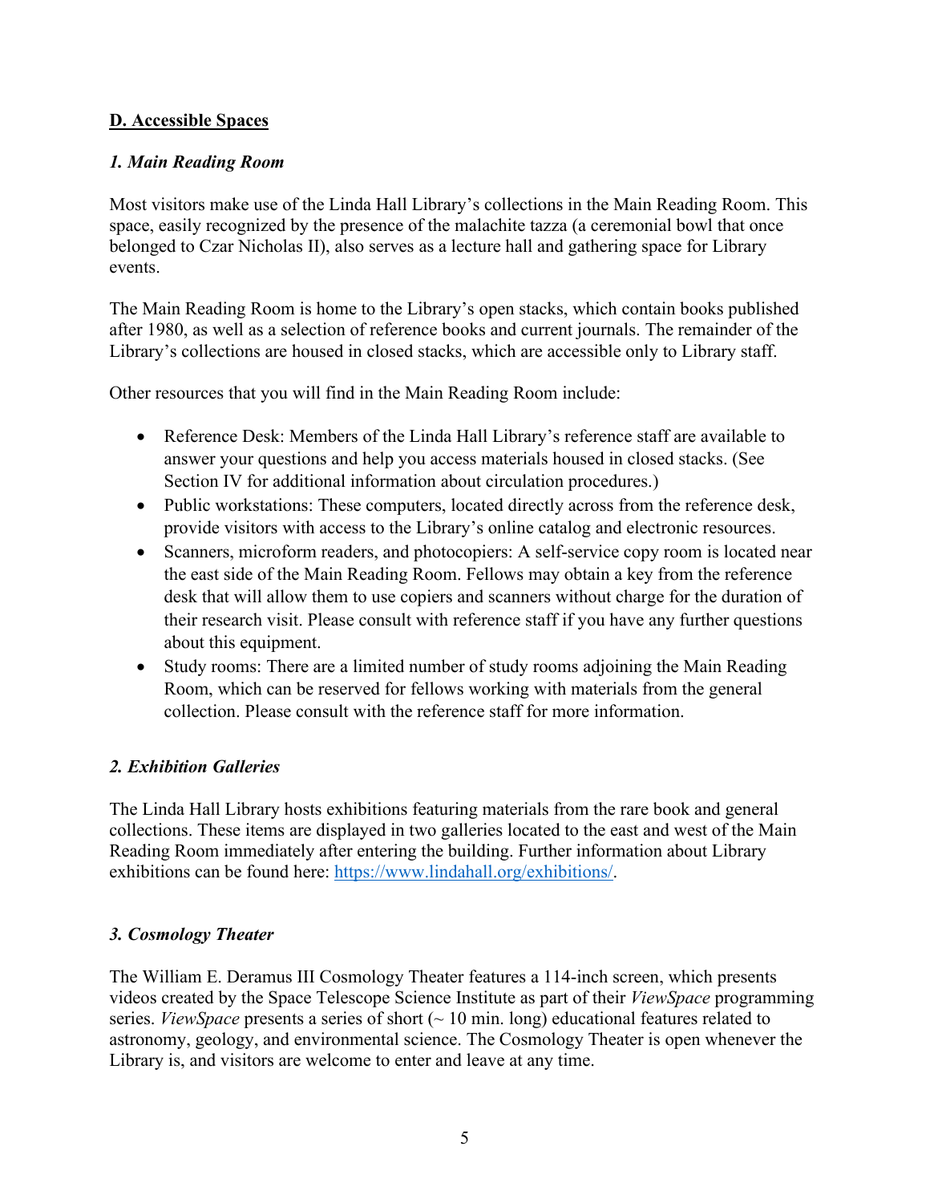## D. Accessible Spaces

### *1. Main Reading Room*

Most visitors make use of the Linda Hall Library's collections in the Main Reading Room. This space, easily recognized by the presence of the malachite tazza (a ceremonial bowl that once belonged to Czar Nicholas II), also serves as a lecture hall and gathering space for Library events.

The Main Reading Room is home to the Library's open stacks, which contain books published after 1980, as well as a selection of reference books and current journals. The remainder of the Library's collections are housed in closed stacks, which are accessible only to Library staff.

Other resources that you will find in the Main Reading Room include:

- Reference Desk: Members of the Linda Hall Library's reference staff are available to answer your questions and help you access materials housed in closed stacks. (See Section IV for additional information about circulation procedures.)
- Public workstations: These computers, located directly across from the reference desk, provide visitors with access to the Library's online catalog and electronic resources.
- Scanners, microform readers, and photocopiers: A self-service copy room is located near the east side of the Main Reading Room. Fellows may obtain a key from the reference desk that will allow them to use copiers and scanners without charge for the duration of their research visit. Please consult with reference staff if you have any further questions about this equipment.
- Study rooms: There are a limited number of study rooms adjoining the Main Reading Room, which can be reserved for fellows working with materials from the general collection. Please consult with the reference staff for more information.

### *2. Exhibition Galleries*

The Linda Hall Library hosts exhibitions featuring materials from the rare book and general collections. These items are displayed in two galleries located to the east and west of the Main Reading Room immediately after entering the building. Further information about Library exhibitions can be found here: https://www.lindahall.org/exhibitions/.

### *3. Cosmology Theater*

The William E. Deramus III Cosmology Theater features a 114-inch screen, which presents videos created by the Space Telescope Science Institute as part of their *ViewSpace* programming series. *ViewSpace* presents a series of short (~ 10 min. long) educational features related to astronomy, geology, and environmental science. The Cosmology Theater is open whenever the Library is, and visitors are welcome to enter and leave at any time.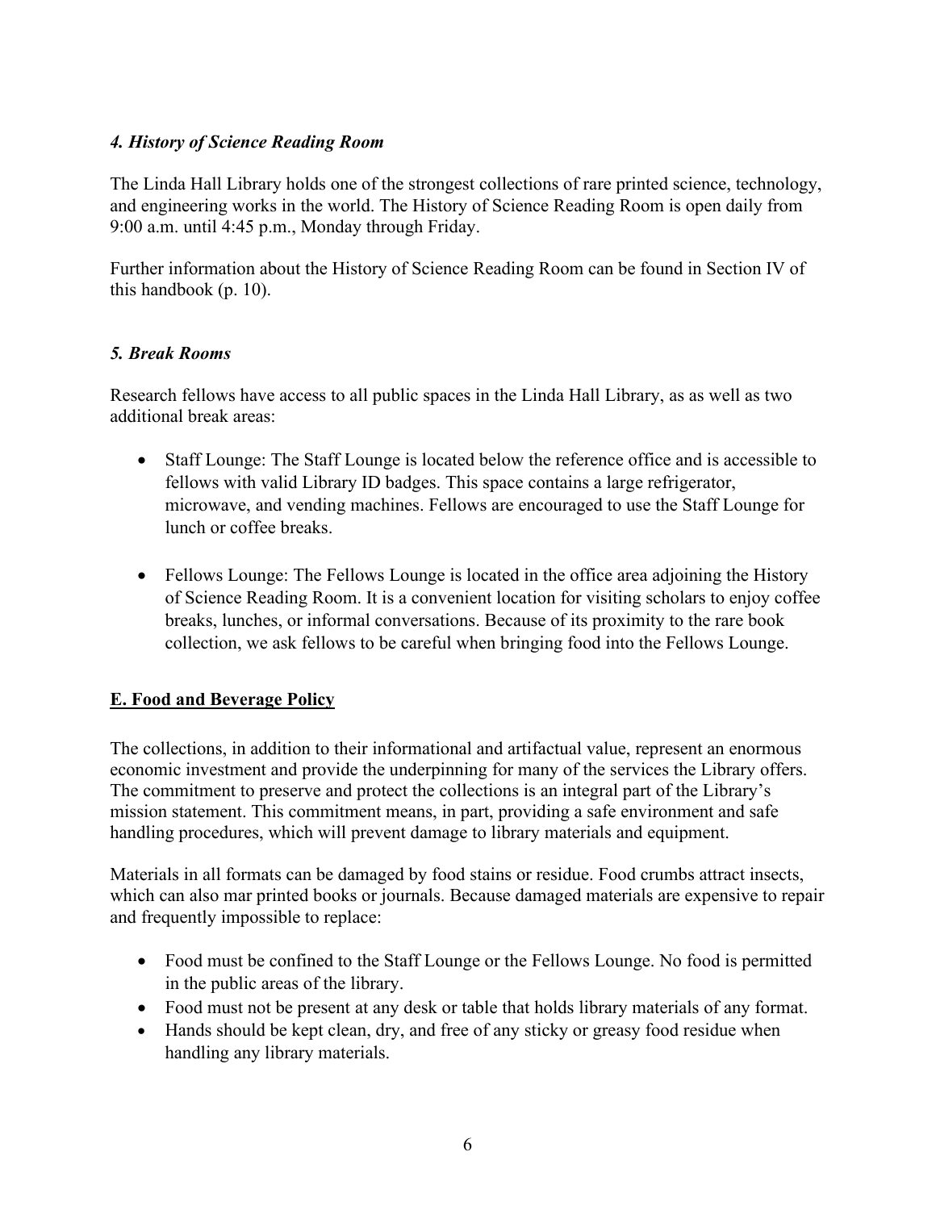#### *4. History of Science Reading Room*

The Linda Hall Library holds one of the strongest collections of rare printed science, technology, and engineering works in the world. The History of Science Reading Room is open daily from 9:00 a.m. until 4:45 p.m., Monday through Friday.

Further information about the History of Science Reading Room can be found in Section IV of this handbook (p. 10).

#### *5. Break Rooms*

Research fellows have access to all public spaces in the Linda Hall Library, as as well as two additional break areas:

- Staff Lounge: The Staff Lounge is located below the reference office and is accessible to fellows with valid Library ID badges. This space contains a large refrigerator, microwave, and vending machines. Fellows are encouraged to use the Staff Lounge for lunch or coffee breaks.
- Fellows Lounge: The Fellows Lounge is located in the office area adjoining the History of Science Reading Room. It is a convenient location for visiting scholars to enjoy coffee breaks, lunches, or informal conversations. Because of its proximity to the rare book collection, we ask fellows to be careful when bringing food into the Fellows Lounge.

### <u>E. Food and Beverage Policy</u>

The collections, in addition to their informational and artifactual value, represent an enormous economic investment and provide the underpinning for many of the services the Library offers. The commitment to preserve and protect the collections is an integral part of the Library's mission statement. This commitment means, in part, providing a safe environment and safe handling procedures, which will prevent damage to library materials and equipment.

Materials in all formats can be damaged by food stains or residue. Food crumbs attract insects, which can also mar printed books or journals. Because damaged materials are expensive to repair and frequently impossible to replace:

- Food must be confined to the Staff Lounge or the Fellows Lounge. No food is permitted in the public areas of the library.
- Food must not be present at any desk or table that holds library materials of any format.
- Hands should be kept clean, dry, and free of any sticky or greasy food residue when handling any library materials.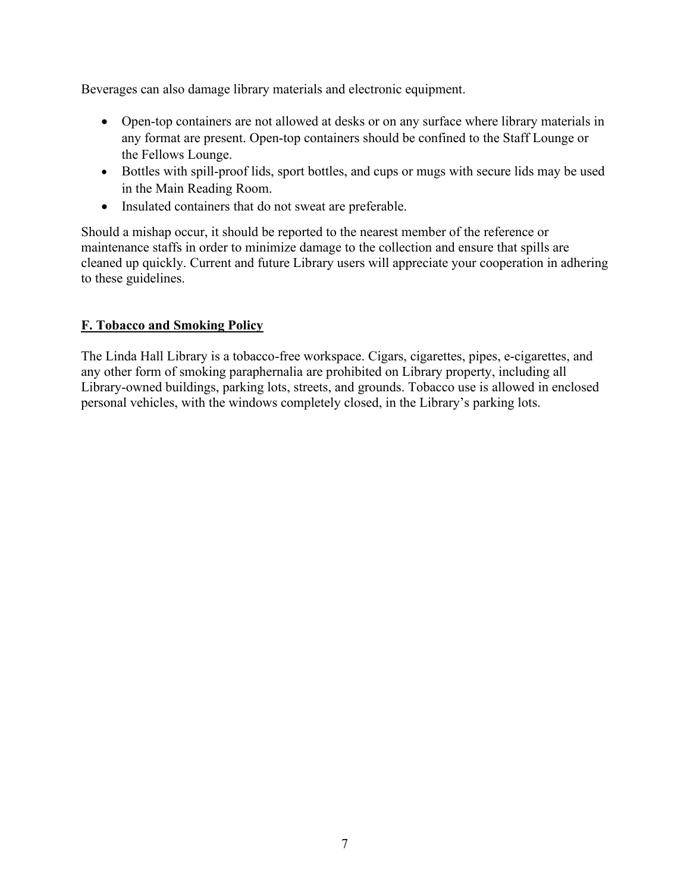Beverages can also damage library materials and electronic equipment.

- Open-top containers are not allowed at desks or on any surface where library materials in any format are present. Open-top containers should be confined to the Staff Lounge or the Fellows Lounge.
- Bottles with spill-proof lids, sport bottles, and cups or mugs with secure lids may be used in the Main Reading Room.
- Insulated containers that do not sweat are preferable.

Should a mishap occur, it should be reported to the nearest member of the reference or maintenance staffs in order to minimize damage to the collection and ensure that spills are cleaned up quickly. Current and future Library users will appreciate your cooperation in adhering to these guidelines.

## F. Tobacco and Smoking Policy

The Linda Hall Library is a tobacco-free workspace. Cigars, cigarettes, pipes, e-cigarettes, and any other form of smoking paraphernalia are prohibited on Library property, including all Library-owned buildings, parking lots, streets, and grounds. Tobacco use is allowed in enclosed personal vehicles, with the windows completely closed, in the Library's parking lots.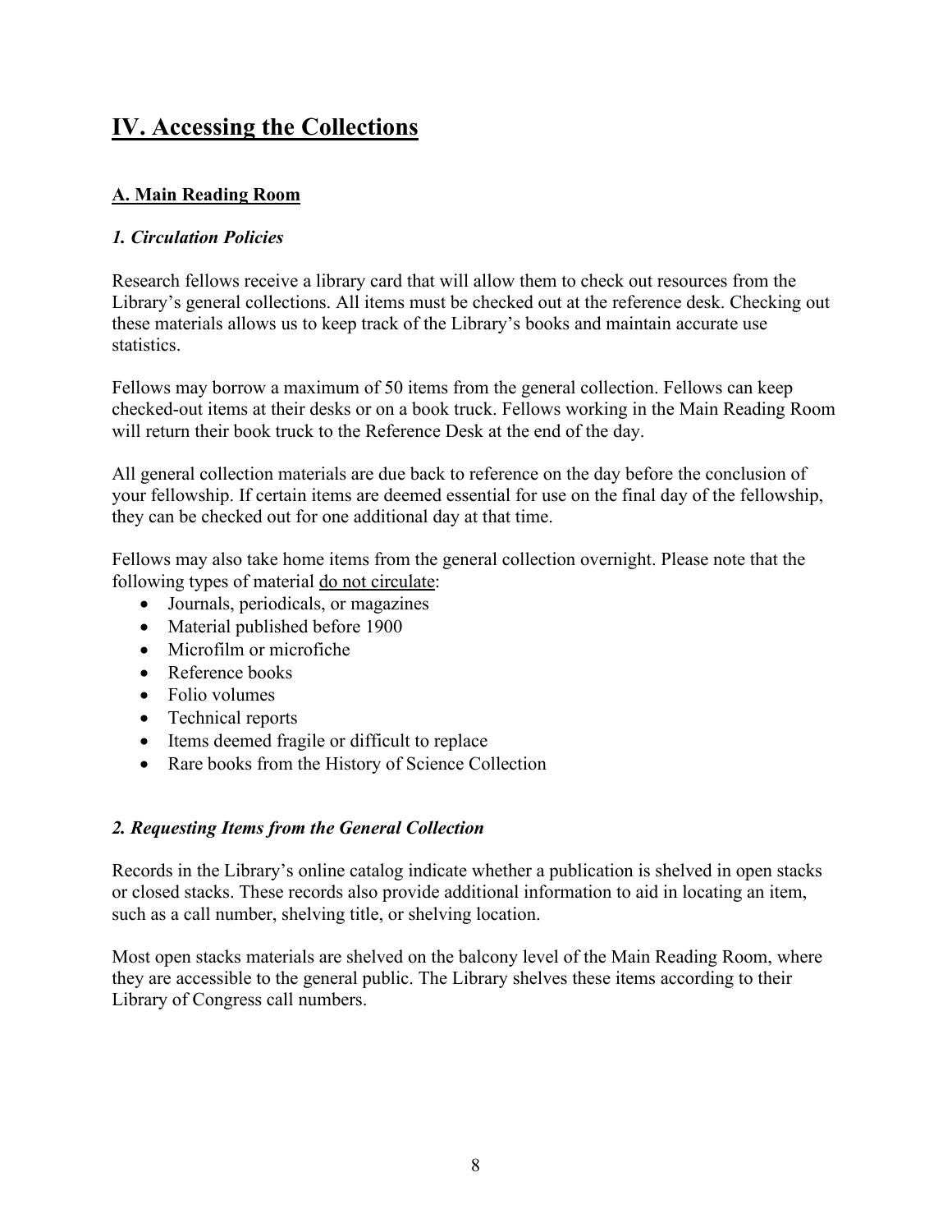# IV. Accessing the Collections

## A. Main Reading Room

### *1. Circulation Policies*

Research fellows receive a library card that will allow them to check out resources from the Library's general collections. All items must be checked out at the reference desk. Checking out these materials allows us to keep track of the Library's books and maintain accurate use statistics.

Fellows may borrow a maximum of 50 items from the general collection. Fellows can keep checked-out items at their desks or on a book truck. Fellows working in the Main Reading Room will return their book truck to the Reference Desk at the end of the day.

All general collection materials are due back to reference on the day before the conclusion of your fellowship. If certain items are deemed essential for use on the final day of the fellowship, they can be checked out for one additional day at that time.

Fellows may also take home items from the general collection overnight. Please note that the following types of material do not circulate:

- Journals, periodicals, or magazines
- Material published before 1900
- Microfilm or microfiche
- Reference books
- Folio volumes
- Technical reports
- Items deemed fragile or difficult to replace
- Rare books from the History of Science Collection

### *2. Requesting Items from the General Collection*

Records in the Library's online catalog indicate whether a publication is shelved in open stacks or closed stacks. These records also provide additional information to aid in locating an item, such as a call number, shelving title, or shelving location.

Most open stacks materials are shelved on the balcony level of the Main Reading Room, where they are accessible to the general public. The Library shelves these items according to their Library of Congress call numbers.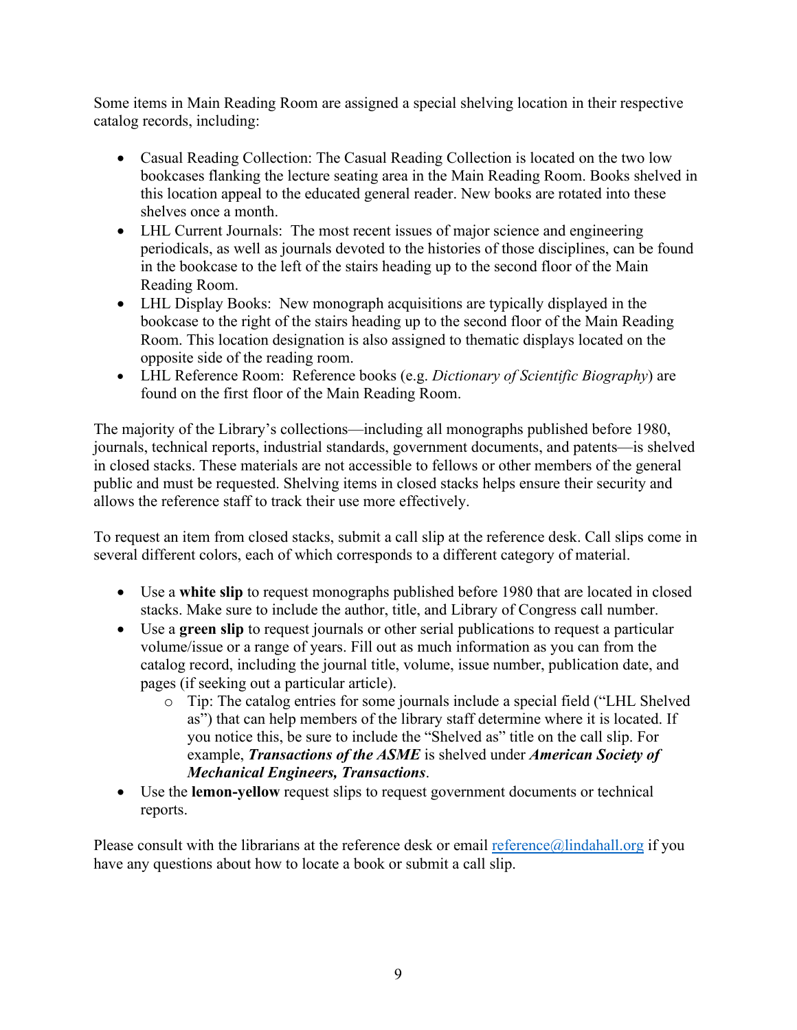Some items in Main Reading Room are assigned a special shelving location in their respective catalog records, including:

- Casual Reading Collection: The Casual Reading Collection is located on the two low bookcases flanking the lecture seating area in the Main Reading Room. Books shelved in this location appeal to the educated general reader. New books are rotated into these shelves once a month.
- LHL Current Journals: The most recent issues of major science and engineering periodicals, as well as journals devoted to the histories of those disciplines, can be found in the bookcase to the left of the stairs heading up to the second floor of the Main Reading Room.
- LHL Display Books: New monograph acquisitions are typically displayed in the bookcase to the right of the stairs heading up to the second floor of the Main Reading Room. This location designation is also assigned to thematic displays located on the opposite side of the reading room.
- LHL Reference Room: Reference books (e.g. *Dictionary of Scientific Biography*) are found on the first floor of the Main Reading Room.

The majority of the Library's collections—including all monographs published before 1980, journals, technical reports, industrial standards, government documents, and patents—is shelved in closed stacks. These materials are not accessible to fellows or other members of the general public and must be requested. Shelving items in closed stacks helps ensure their security and allows the reference staff to track their use more effectively.

To request an item from closed stacks, submit a call slip at the reference desk. Call slips come in several different colors, each of which corresponds to a different category of material.

- Use a **white slip** to request monographs published before 1980 that are located in closed stacks. Make sure to include the author, title, and Library of Congress call number.
- Use a **green slip** to request journals or other serial publications to request a particular volume/issue or a range of years. Fill out as much information as you can from the catalog record, including the journal title, volume, issue number, publication date, and pages (if seeking out a particular article).
    - Tip: The catalog entries for some journals include a special field ("LHL Shelved as") that can help members of the library staff determine where it is located. If you notice this, be sure to include the "Shelved as" title on the call slip. For example, ***Transactions of the ASME*** is shelved under ***American Society of Mechanical Engineers, Transactions***.
- Use the **lemon-yellow** request slips to request government documents or technical reports.

Please consult with the librarians at the reference desk or email reference@lindahall.org if you have any questions about how to locate a book or submit a call slip.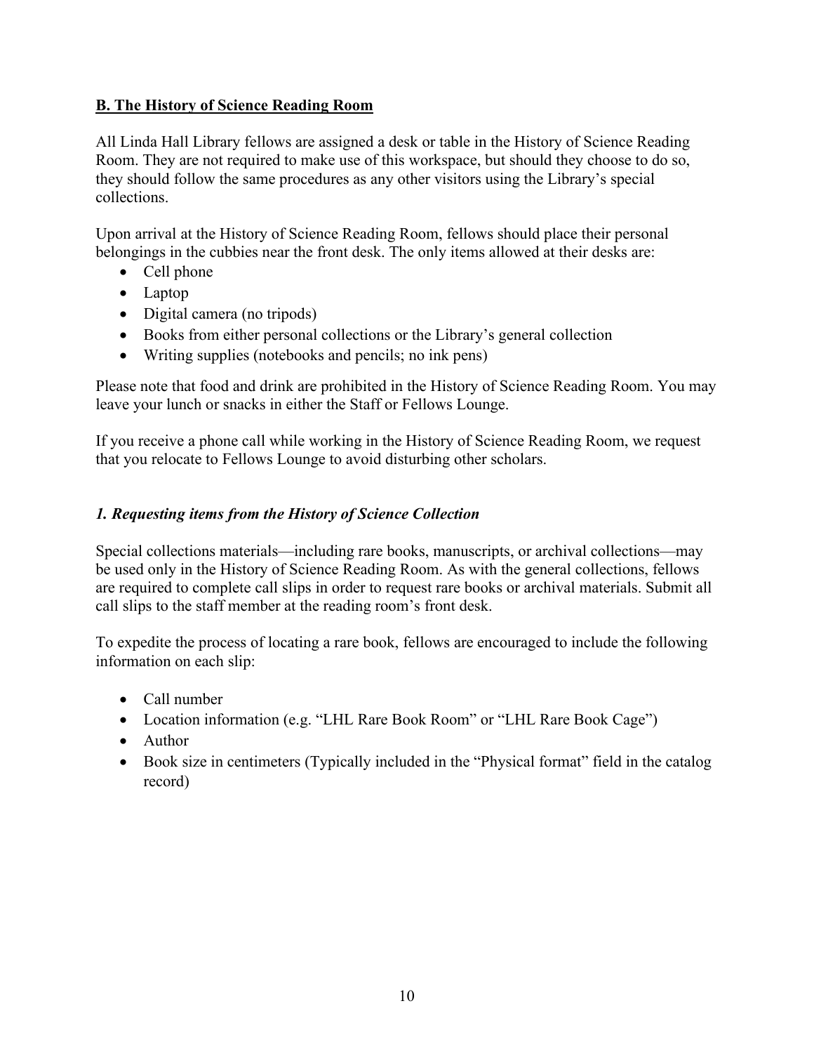## B. The History of Science Reading Room

All Linda Hall Library fellows are assigned a desk or table in the History of Science Reading Room. They are not required to make use of this workspace, but should they choose to do so, they should follow the same procedures as any other visitors using the Library's special collections.

Upon arrival at the History of Science Reading Room, fellows should place their personal belongings in the cubbies near the front desk. The only items allowed at their desks are:

- Cell phone
- Laptop
- Digital camera (no tripods)
- Books from either personal collections or the Library's general collection
- Writing supplies (notebooks and pencils; no ink pens)

Please note that food and drink are prohibited in the History of Science Reading Room. You may leave your lunch or snacks in either the Staff or Fellows Lounge.

If you receive a phone call while working in the History of Science Reading Room, we request that you relocate to Fellows Lounge to avoid disturbing other scholars.

### *1. Requesting items from the History of Science Collection*

Special collections materials—including rare books, manuscripts, or archival collections—may be used only in the History of Science Reading Room. As with the general collections, fellows are required to complete call slips in order to request rare books or archival materials. Submit all call slips to the staff member at the reading room's front desk.

To expedite the process of locating a rare book, fellows are encouraged to include the following information on each slip:

- Call number
- Location information (e.g. "LHL Rare Book Room" or "LHL Rare Book Cage")
- Author
- Book size in centimeters (Typically included in the "Physical format" field in the catalog record)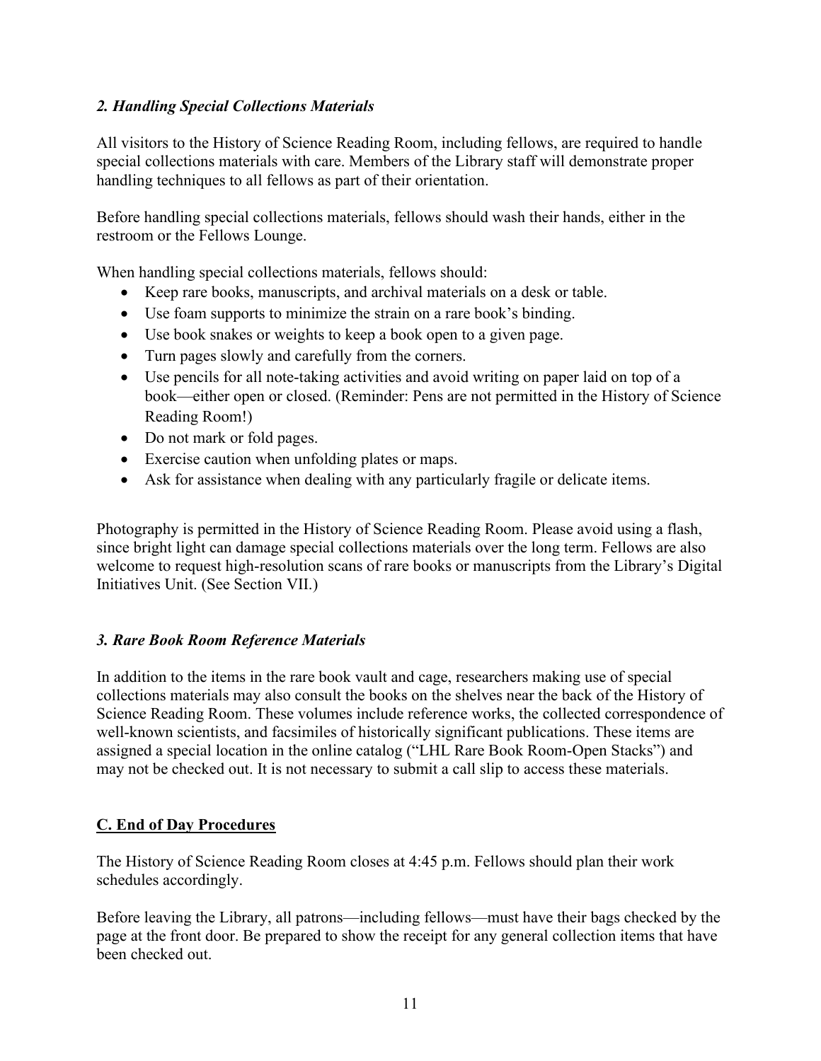### *2. Handling Special Collections Materials*

All visitors to the History of Science Reading Room, including fellows, are required to handle special collections materials with care. Members of the Library staff will demonstrate proper handling techniques to all fellows as part of their orientation.

Before handling special collections materials, fellows should wash their hands, either in the restroom or the Fellows Lounge.

When handling special collections materials, fellows should:

- Keep rare books, manuscripts, and archival materials on a desk or table.
- Use foam supports to minimize the strain on a rare book's binding.
- Use book snakes or weights to keep a book open to a given page.
- Turn pages slowly and carefully from the corners.
- Use pencils for all note-taking activities and avoid writing on paper laid on top of a book—either open or closed. (Reminder: Pens are not permitted in the History of Science Reading Room!)
- Do not mark or fold pages.
- Exercise caution when unfolding plates or maps.
- Ask for assistance when dealing with any particularly fragile or delicate items.

Photography is permitted in the History of Science Reading Room. Please avoid using a flash, since bright light can damage special collections materials over the long term. Fellows are also welcome to request high-resolution scans of rare books or manuscripts from the Library's Digital Initiatives Unit. (See Section VII.)

### *3. Rare Book Room Reference Materials*

In addition to the items in the rare book vault and cage, researchers making use of special collections materials may also consult the books on the shelves near the back of the History of Science Reading Room. These volumes include reference works, the collected correspondence of well-known scientists, and facsimiles of historically significant publications. These items are assigned a special location in the online catalog ("LHL Rare Book Room-Open Stacks") and may not be checked out. It is not necessary to submit a call slip to access these materials.

## C. End of Day Procedures

The History of Science Reading Room closes at 4:45 p.m. Fellows should plan their work schedules accordingly.

Before leaving the Library, all patrons—including fellows—must have their bags checked by the page at the front door. Be prepared to show the receipt for any general collection items that have been checked out.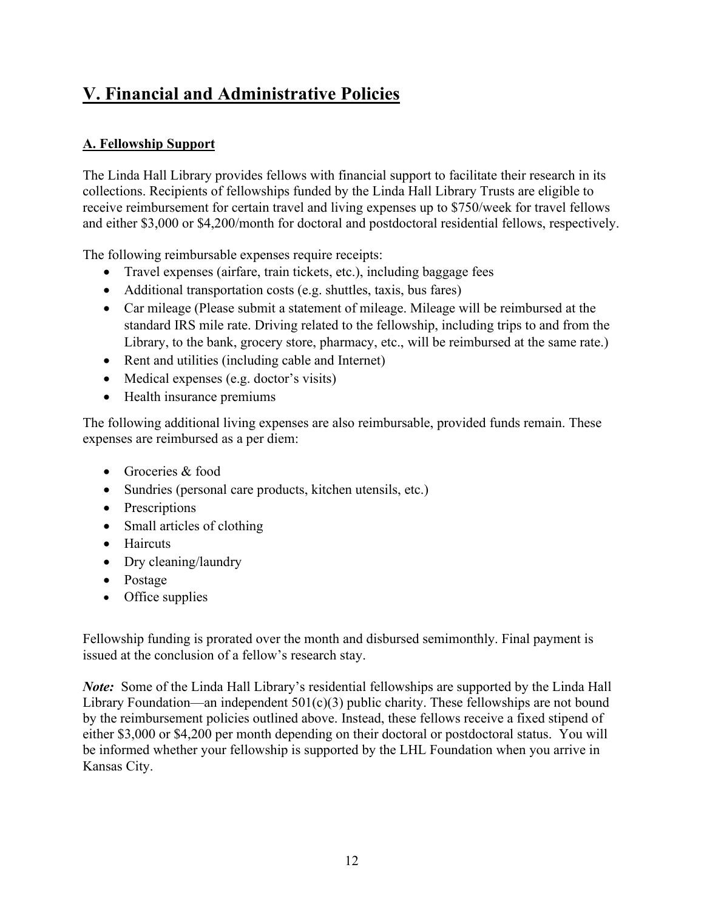# V. Financial and Administrative Policies

## A. Fellowship Support

The Linda Hall Library provides fellows with financial support to facilitate their research in its collections. Recipients of fellowships funded by the Linda Hall Library Trusts are eligible to receive reimbursement for certain travel and living expenses up to $750/week for travel fellows and either $3,000 or $4,200/month for doctoral and postdoctoral residential fellows, respectively.

The following reimbursable expenses require receipts:

- Travel expenses (airfare, train tickets, etc.), including baggage fees
- Additional transportation costs (e.g. shuttles, taxis, bus fares)
- Car mileage (Please submit a statement of mileage. Mileage will be reimbursed at the standard IRS mile rate. Driving related to the fellowship, including trips to and from the Library, to the bank, grocery store, pharmacy, etc., will be reimbursed at the same rate.)
- Rent and utilities (including cable and Internet)
- Medical expenses (e.g. doctor's visits)
- Health insurance premiums

The following additional living expenses are also reimbursable, provided funds remain. These expenses are reimbursed as a per diem:

- Groceries & food
- Sundries (personal care products, kitchen utensils, etc.)
- Prescriptions
- Small articles of clothing
- Haircuts
- Dry cleaning/laundry
- Postage
- Office supplies

Fellowship funding is prorated over the month and disbursed semimonthly. Final payment is issued at the conclusion of a fellow's research stay.

***Note:*** Some of the Linda Hall Library's residential fellowships are supported by the Linda Hall Library Foundation—an independent 501(c)(3) public charity. These fellowships are not bound by the reimbursement policies outlined above. Instead, these fellows receive a fixed stipend of either $3,000 or $4,200 per month depending on their doctoral or postdoctoral status. You will be informed whether your fellowship is supported by the LHL Foundation when you arrive in Kansas City.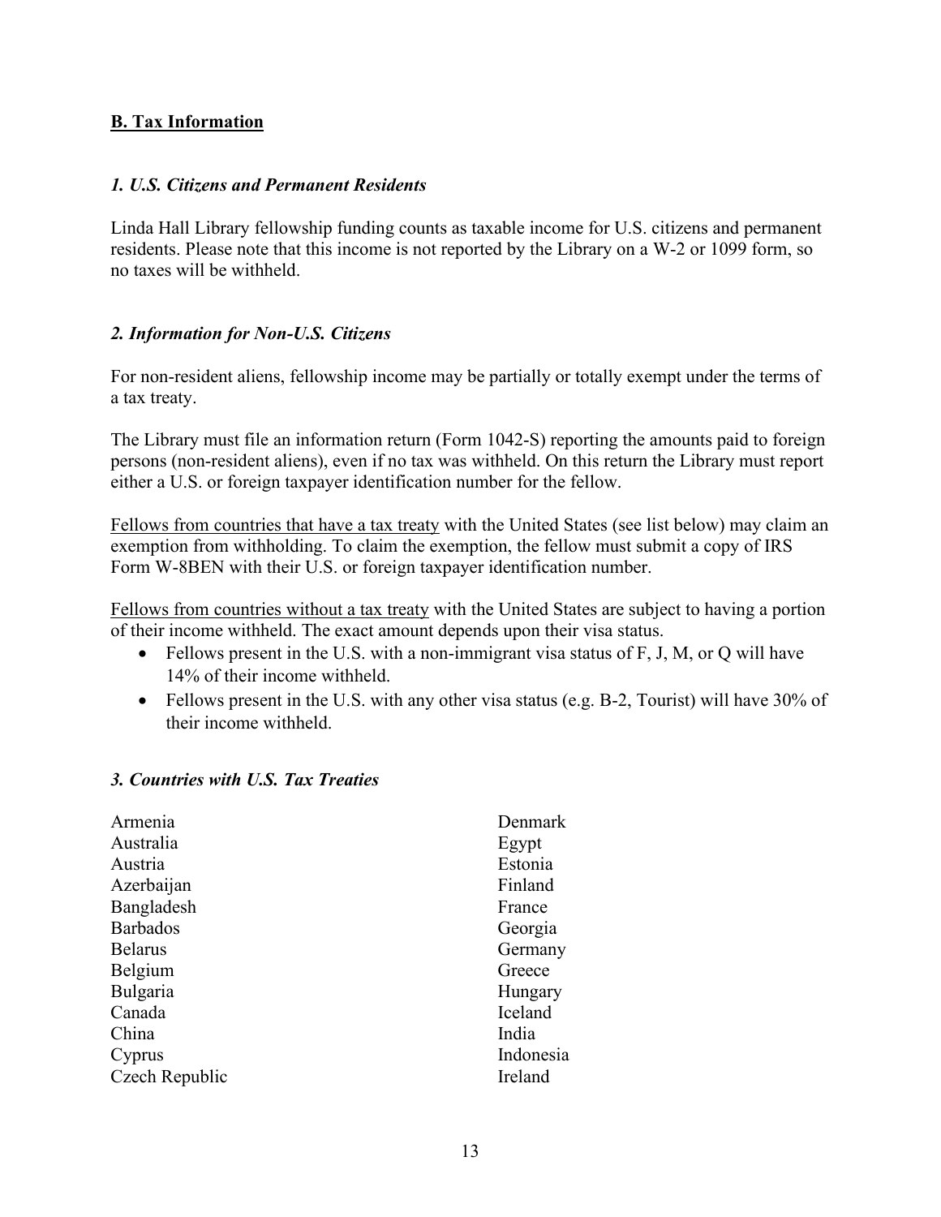## B. Tax Information

### *1. U.S. Citizens and Permanent Residents*

Linda Hall Library fellowship funding counts as taxable income for U.S. citizens and permanent residents. Please note that this income is not reported by the Library on a W-2 or 1099 form, so no taxes will be withheld.

### *2. Information for Non-U.S. Citizens*

For non-resident aliens, fellowship income may be partially or totally exempt under the terms of a tax treaty.

The Library must file an information return (Form 1042-S) reporting the amounts paid to foreign persons (non-resident aliens), even if no tax was withheld. On this return the Library must report either a U.S. or foreign taxpayer identification number for the fellow.

Fellows from countries that have a tax treaty with the United States (see list below) may claim an exemption from withholding. To claim the exemption, the fellow must submit a copy of IRS Form W-8BEN with their U.S. or foreign taxpayer identification number.

Fellows from countries without a tax treaty with the United States are subject to having a portion of their income withheld. The exact amount depends upon their visa status.

- Fellows present in the U.S. with a non-immigrant visa status of F, J, M, or Q will have 14% of their income withheld.
- Fellows present in the U.S. with any other visa status (e.g. B-2, Tourist) will have 30% of their income withheld.

### *3. Countries with U.S. Tax Treaties*

Armenia
Australia
Austria
Azerbaijan
Bangladesh
Barbados
Belarus
Belgium
Bulgaria
Canada
China
Cyprus
Czech Republic
Denmark
Egypt
Estonia
Finland
France
Georgia
Germany
Greece
Hungary
Iceland
India
Indonesia
Ireland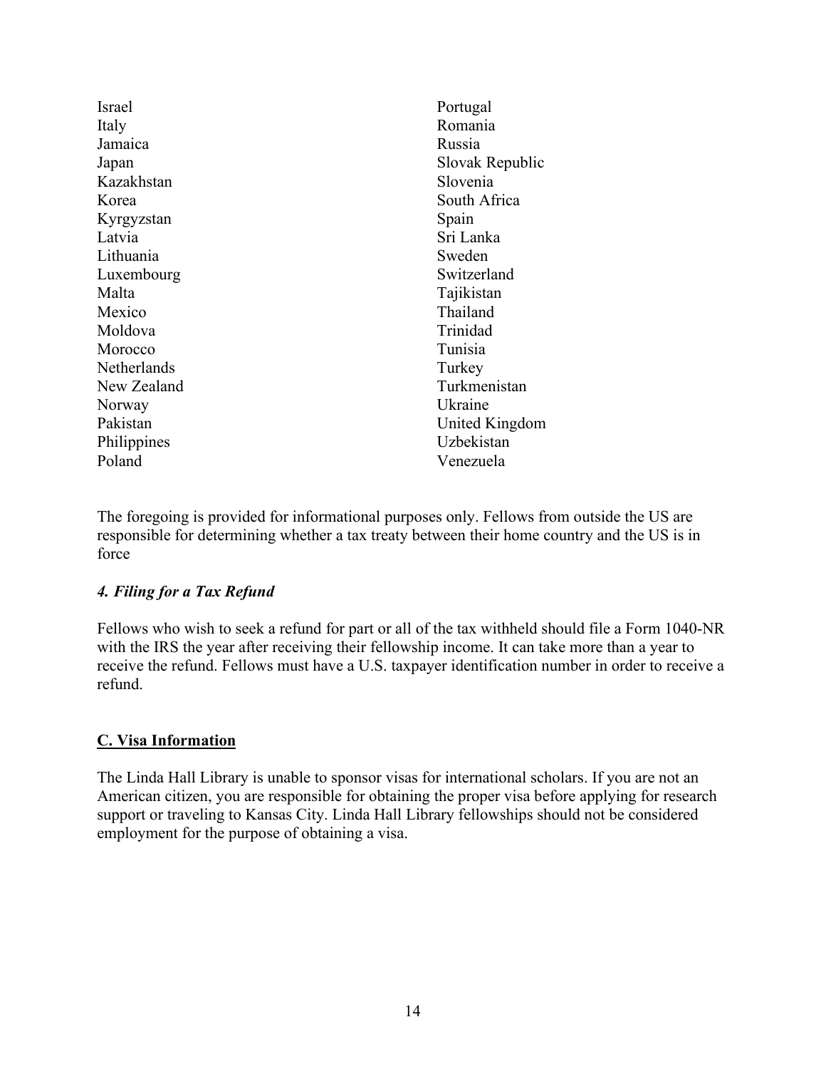- Israel
- Italy
- Jamaica
- Japan
- Kazakhstan
- Korea
- Kyrgyzstan
- Latvia
- Lithuania
- Luxembourg
- Malta
- Mexico
- Moldova
- Morocco
- Netherlands
- New Zealand
- Norway
- Pakistan
- Philippines
- Poland
- Portugal
- Romania
- Russia
- Slovak Republic
- Slovenia
- South Africa
- Spain
- Sri Lanka
- Sweden
- Switzerland
- Tajikistan
- Thailand
- Trinidad
- Tunisia
- Turkey
- Turkmenistan
- Ukraine
- United Kingdom
- Uzbekistan
- Venezuela

The foregoing is provided for informational purposes only. Fellows from outside the US are responsible for determining whether a tax treaty between their home country and the US is in force

#### *4. Filing for a Tax Refund*

Fellows who wish to seek a refund for part or all of the tax withheld should file a Form 1040-NR with the IRS the year after receiving their fellowship income. It can take more than a year to receive the refund. Fellows must have a U.S. taxpayer identification number in order to receive a refund.

### C. Visa Information

The Linda Hall Library is unable to sponsor visas for international scholars. If you are not an American citizen, you are responsible for obtaining the proper visa before applying for research support or traveling to Kansas City. Linda Hall Library fellowships should not be considered employment for the purpose of obtaining a visa.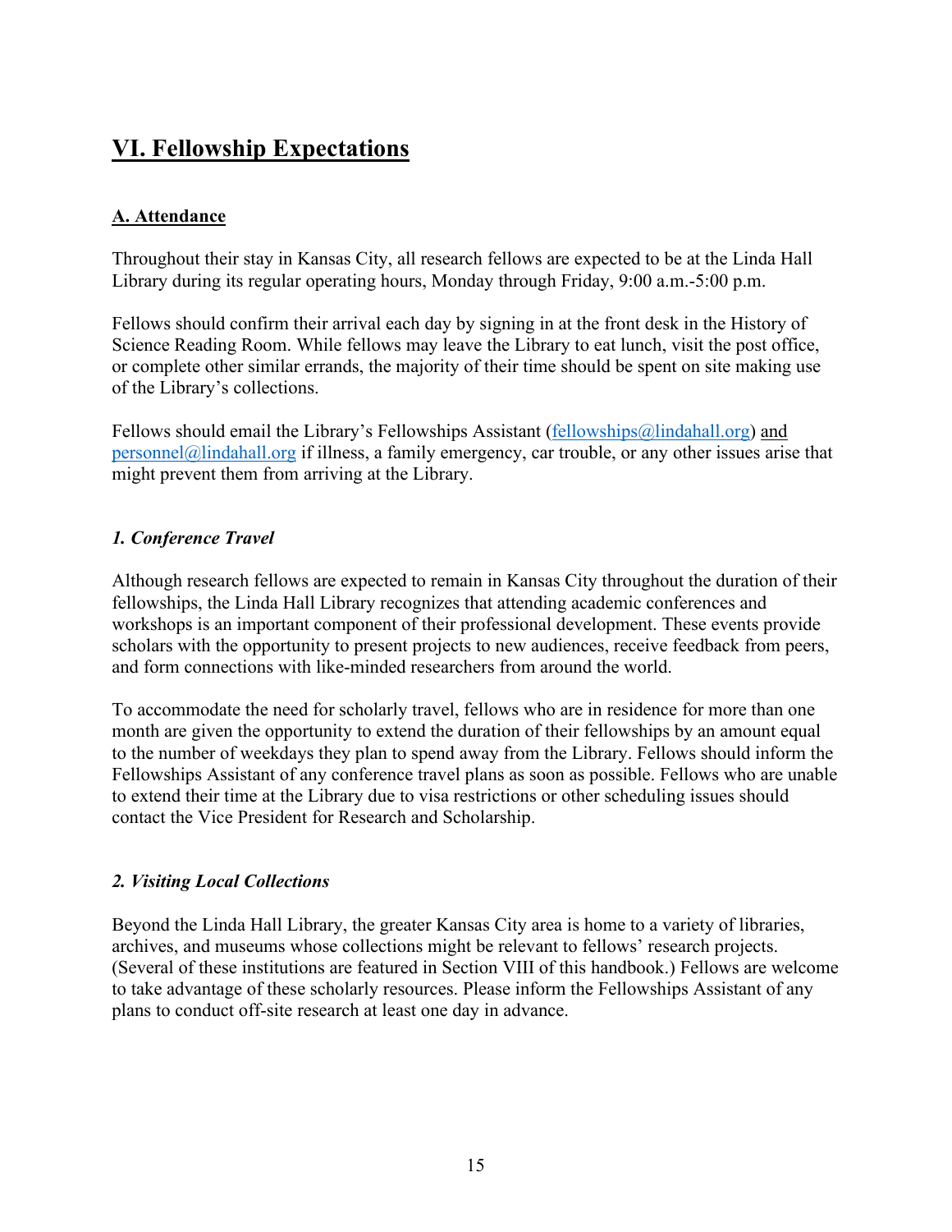# VI. Fellowship Expectations

## A. Attendance

Throughout their stay in Kansas City, all research fellows are expected to be at the Linda Hall Library during its regular operating hours, Monday through Friday, 9:00 a.m.-5:00 p.m.

Fellows should confirm their arrival each day by signing in at the front desk in the History of Science Reading Room. While fellows may leave the Library to eat lunch, visit the post office, or complete other similar errands, the majority of their time should be spent on site making use of the Library's collections.

Fellows should email the Library's Fellowships Assistant (fellowships@lindahall.org) and personnel@lindahall.org if illness, a family emergency, car trouble, or any other issues arise that might prevent them from arriving at the Library.

### *1. Conference Travel*

Although research fellows are expected to remain in Kansas City throughout the duration of their fellowships, the Linda Hall Library recognizes that attending academic conferences and workshops is an important component of their professional development. These events provide scholars with the opportunity to present projects to new audiences, receive feedback from peers, and form connections with like-minded researchers from around the world.

To accommodate the need for scholarly travel, fellows who are in residence for more than one month are given the opportunity to extend the duration of their fellowships by an amount equal to the number of weekdays they plan to spend away from the Library. Fellows should inform the Fellowships Assistant of any conference travel plans as soon as possible. Fellows who are unable to extend their time at the Library due to visa restrictions or other scheduling issues should contact the Vice President for Research and Scholarship.

### *2. Visiting Local Collections*

Beyond the Linda Hall Library, the greater Kansas City area is home to a variety of libraries, archives, and museums whose collections might be relevant to fellows' research projects. (Several of these institutions are featured in Section VIII of this handbook.) Fellows are welcome to take advantage of these scholarly resources. Please inform the Fellowships Assistant of any plans to conduct off-site research at least one day in advance.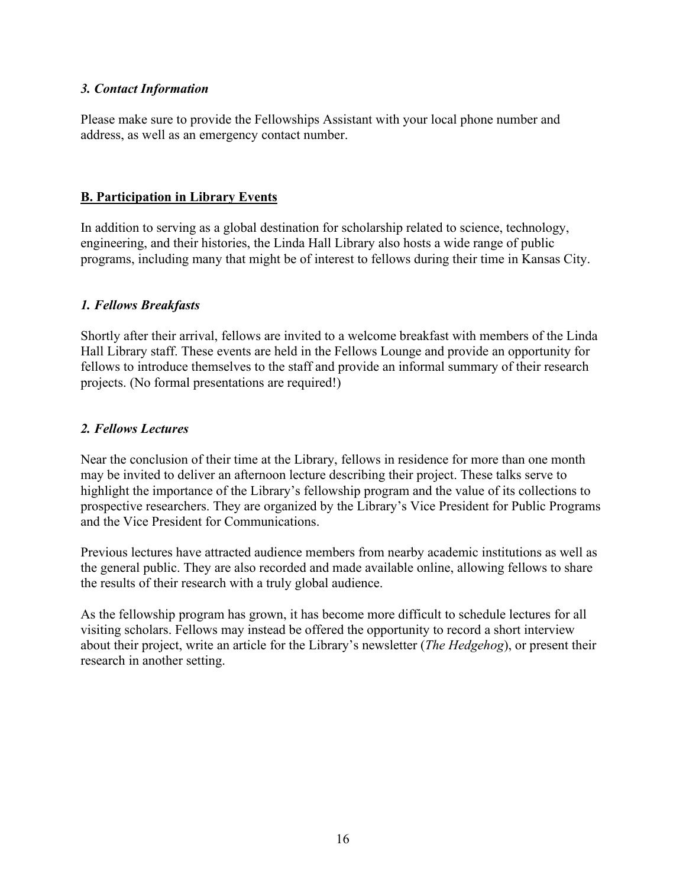### *3. Contact Information*

Please make sure to provide the Fellowships Assistant with your local phone number and address, as well as an emergency contact number.

## **B. Participation in Library Events**

In addition to serving as a global destination for scholarship related to science, technology, engineering, and their histories, the Linda Hall Library also hosts a wide range of public programs, including many that might be of interest to fellows during their time in Kansas City.

### *1. Fellows Breakfasts*

Shortly after their arrival, fellows are invited to a welcome breakfast with members of the Linda Hall Library staff. These events are held in the Fellows Lounge and provide an opportunity for fellows to introduce themselves to the staff and provide an informal summary of their research projects. (No formal presentations are required!)

### *2. Fellows Lectures*

Near the conclusion of their time at the Library, fellows in residence for more than one month may be invited to deliver an afternoon lecture describing their project. These talks serve to highlight the importance of the Library's fellowship program and the value of its collections to prospective researchers. They are organized by the Library's Vice President for Public Programs and the Vice President for Communications.

Previous lectures have attracted audience members from nearby academic institutions as well as the general public. They are also recorded and made available online, allowing fellows to share the results of their research with a truly global audience.

As the fellowship program has grown, it has become more difficult to schedule lectures for all visiting scholars. Fellows may instead be offered the opportunity to record a short interview about their project, write an article for the Library's newsletter (*The Hedgehog*), or present their research in another setting.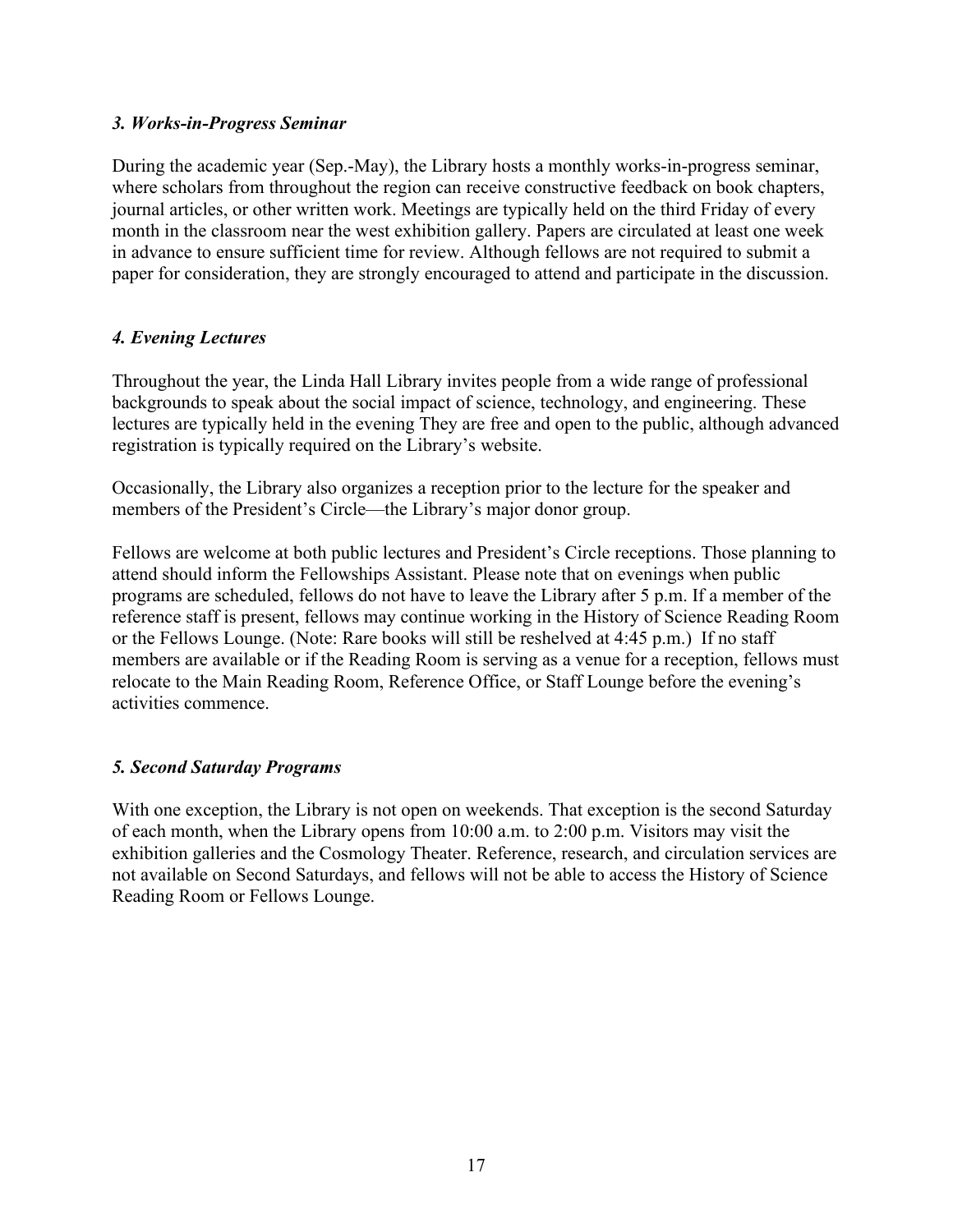### *3. Works-in-Progress Seminar*

During the academic year (Sep.-May), the Library hosts a monthly works-in-progress seminar, where scholars from throughout the region can receive constructive feedback on book chapters, journal articles, or other written work. Meetings are typically held on the third Friday of every month in the classroom near the west exhibition gallery. Papers are circulated at least one week in advance to ensure sufficient time for review. Although fellows are not required to submit a paper for consideration, they are strongly encouraged to attend and participate in the discussion.

### *4. Evening Lectures*

Throughout the year, the Linda Hall Library invites people from a wide range of professional backgrounds to speak about the social impact of science, technology, and engineering. These lectures are typically held in the evening They are free and open to the public, although advanced registration is typically required on the Library's website.

Occasionally, the Library also organizes a reception prior to the lecture for the speaker and members of the President's Circle—the Library's major donor group.

Fellows are welcome at both public lectures and President's Circle receptions. Those planning to attend should inform the Fellowships Assistant. Please note that on evenings when public programs are scheduled, fellows do not have to leave the Library after 5 p.m. If a member of the reference staff is present, fellows may continue working in the History of Science Reading Room or the Fellows Lounge. (Note: Rare books will still be reshelved at 4:45 p.m.) If no staff members are available or if the Reading Room is serving as a venue for a reception, fellows must relocate to the Main Reading Room, Reference Office, or Staff Lounge before the evening's activities commence.

### *5. Second Saturday Programs*

With one exception, the Library is not open on weekends. That exception is the second Saturday of each month, when the Library opens from 10:00 a.m. to 2:00 p.m. Visitors may visit the exhibition galleries and the Cosmology Theater. Reference, research, and circulation services are not available on Second Saturdays, and fellows will not be able to access the History of Science Reading Room or Fellows Lounge.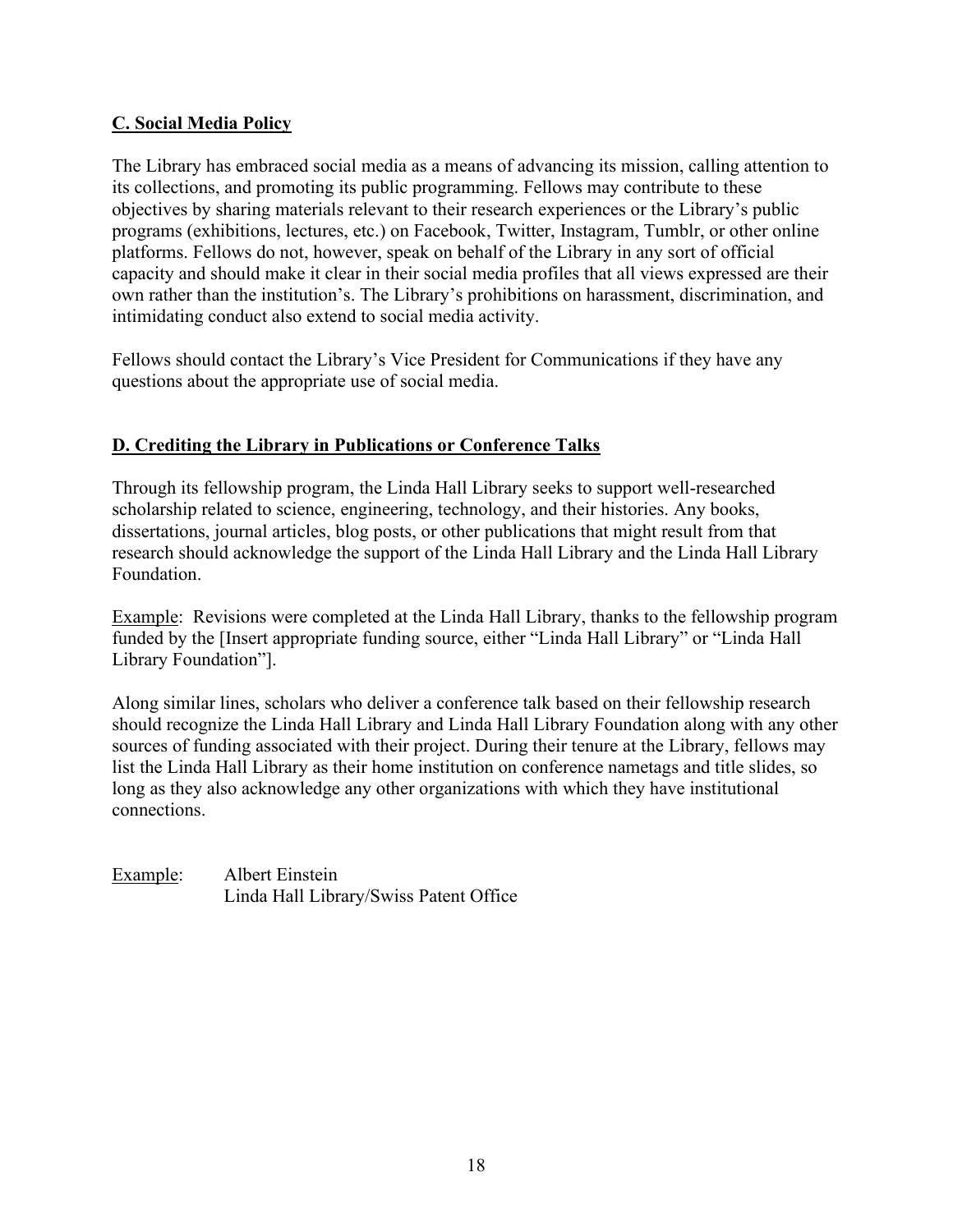## C. Social Media Policy

The Library has embraced social media as a means of advancing its mission, calling attention to its collections, and promoting its public programming. Fellows may contribute to these objectives by sharing materials relevant to their research experiences or the Library's public programs (exhibitions, lectures, etc.) on Facebook, Twitter, Instagram, Tumblr, or other online platforms. Fellows do not, however, speak on behalf of the Library in any sort of official capacity and should make it clear in their social media profiles that all views expressed are their own rather than the institution's. The Library's prohibitions on harassment, discrimination, and intimidating conduct also extend to social media activity.

Fellows should contact the Library's Vice President for Communications if they have any questions about the appropriate use of social media.

## D. Crediting the Library in Publications or Conference Talks

Through its fellowship program, the Linda Hall Library seeks to support well-researched scholarship related to science, engineering, technology, and their histories. Any books, dissertations, journal articles, blog posts, or other publications that might result from that research should acknowledge the support of the Linda Hall Library and the Linda Hall Library Foundation.

Example: Revisions were completed at the Linda Hall Library, thanks to the fellowship program funded by the [Insert appropriate funding source, either "Linda Hall Library" or "Linda Hall Library Foundation"].

Along similar lines, scholars who deliver a conference talk based on their fellowship research should recognize the Linda Hall Library and Linda Hall Library Foundation along with any other sources of funding associated with their project. During their tenure at the Library, fellows may list the Linda Hall Library as their home institution on conference nametags and title slides, so long as they also acknowledge any other organizations with which they have institutional connections.

Example: Albert Einstein
Linda Hall Library/Swiss Patent Office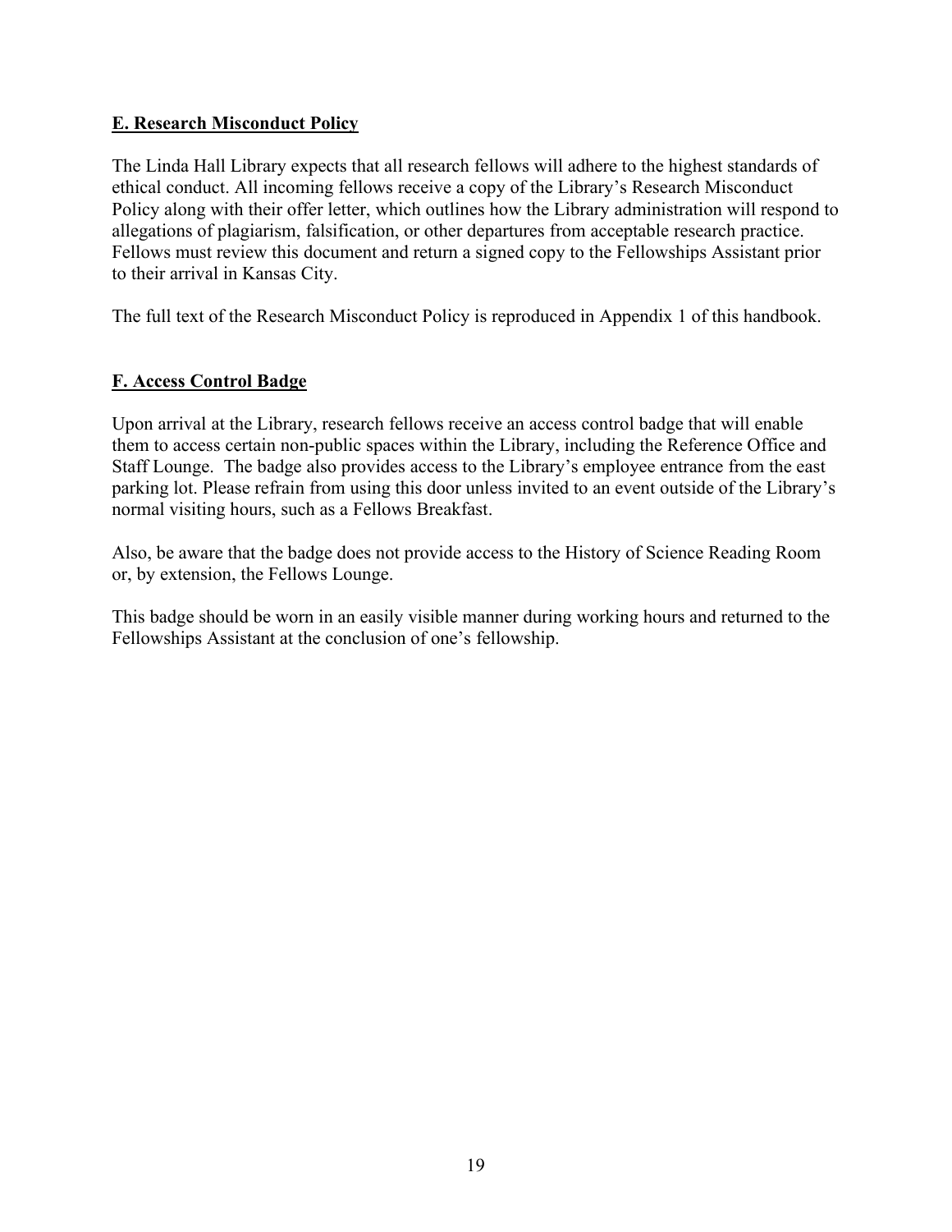## E. Research Misconduct Policy

The Linda Hall Library expects that all research fellows will adhere to the highest standards of ethical conduct. All incoming fellows receive a copy of the Library's Research Misconduct Policy along with their offer letter, which outlines how the Library administration will respond to allegations of plagiarism, falsification, or other departures from acceptable research practice. Fellows must review this document and return a signed copy to the Fellowships Assistant prior to their arrival in Kansas City.

The full text of the Research Misconduct Policy is reproduced in Appendix 1 of this handbook.

## F. Access Control Badge

Upon arrival at the Library, research fellows receive an access control badge that will enable them to access certain non-public spaces within the Library, including the Reference Office and Staff Lounge. The badge also provides access to the Library's employee entrance from the east parking lot. Please refrain from using this door unless invited to an event outside of the Library's normal visiting hours, such as a Fellows Breakfast.

Also, be aware that the badge does not provide access to the History of Science Reading Room or, by extension, the Fellows Lounge.

This badge should be worn in an easily visible manner during working hours and returned to the Fellowships Assistant at the conclusion of one's fellowship.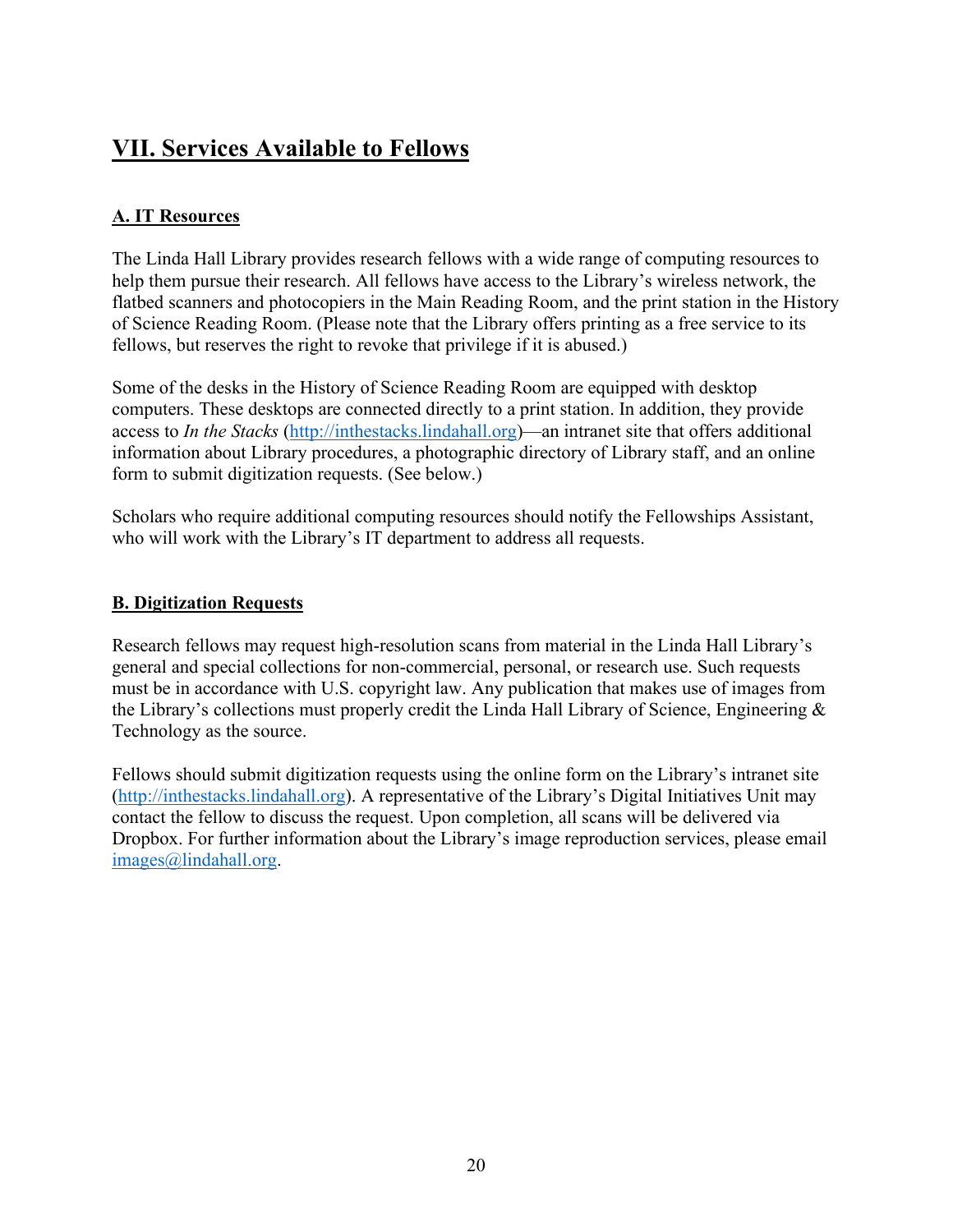## VII. Services Available to Fellows

### A. IT Resources

The Linda Hall Library provides research fellows with a wide range of computing resources to help them pursue their research. All fellows have access to the Library's wireless network, the flatbed scanners and photocopiers in the Main Reading Room, and the print station in the History of Science Reading Room. (Please note that the Library offers printing as a free service to its fellows, but reserves the right to revoke that privilege if it is abused.)

Some of the desks in the History of Science Reading Room are equipped with desktop computers. These desktops are connected directly to a print station. In addition, they provide access to *In the Stacks* (http://inthestacks.lindahall.org)—an intranet site that offers additional information about Library procedures, a photographic directory of Library staff, and an online form to submit digitization requests. (See below.)

Scholars who require additional computing resources should notify the Fellowships Assistant, who will work with the Library's IT department to address all requests.

### B. Digitization Requests

Research fellows may request high-resolution scans from material in the Linda Hall Library's general and special collections for non-commercial, personal, or research use. Such requests must be in accordance with U.S. copyright law. Any publication that makes use of images from the Library's collections must properly credit the Linda Hall Library of Science, Engineering & Technology as the source.

Fellows should submit digitization requests using the online form on the Library's intranet site (http://inthestacks.lindahall.org). A representative of the Library's Digital Initiatives Unit may contact the fellow to discuss the request. Upon completion, all scans will be delivered via Dropbox. For further information about the Library's image reproduction services, please email images@lindahall.org.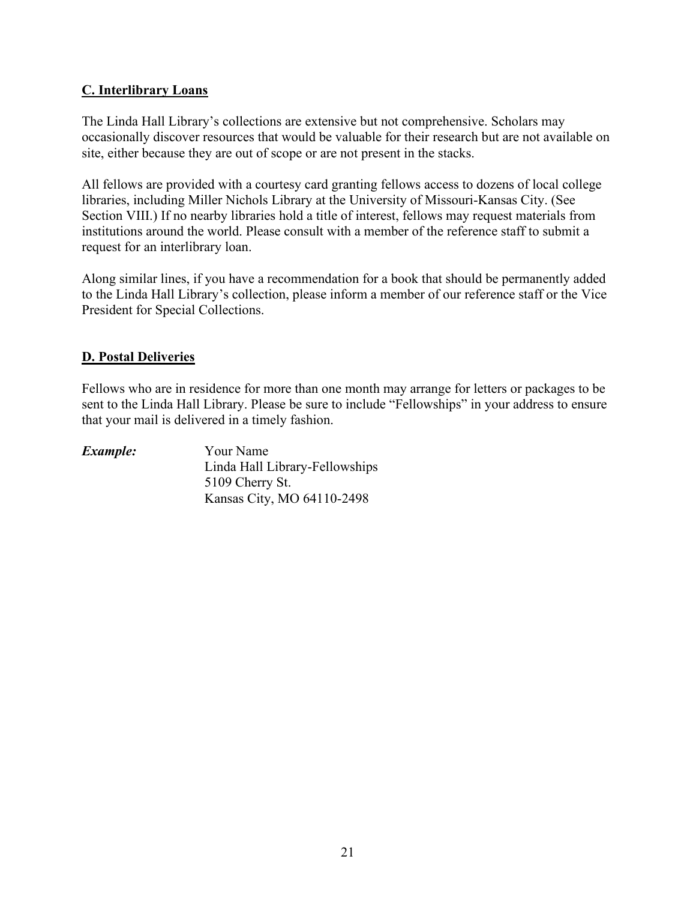## C. Interlibrary Loans

The Linda Hall Library's collections are extensive but not comprehensive. Scholars may occasionally discover resources that would be valuable for their research but are not available on site, either because they are out of scope or are not present in the stacks.

All fellows are provided with a courtesy card granting fellows access to dozens of local college libraries, including Miller Nichols Library at the University of Missouri-Kansas City. (See Section VIII.) If no nearby libraries hold a title of interest, fellows may request materials from institutions around the world. Please consult with a member of the reference staff to submit a request for an interlibrary loan.

Along similar lines, if you have a recommendation for a book that should be permanently added to the Linda Hall Library's collection, please inform a member of our reference staff or the Vice President for Special Collections.

## D. Postal Deliveries

Fellows who are in residence for more than one month may arrange for letters or packages to be sent to the Linda Hall Library. Please be sure to include "Fellowships" in your address to ensure that your mail is delivered in a timely fashion.

***Example:***

Your Name
Linda Hall Library-Fellowships
5109 Cherry St.
Kansas City, MO 64110-2498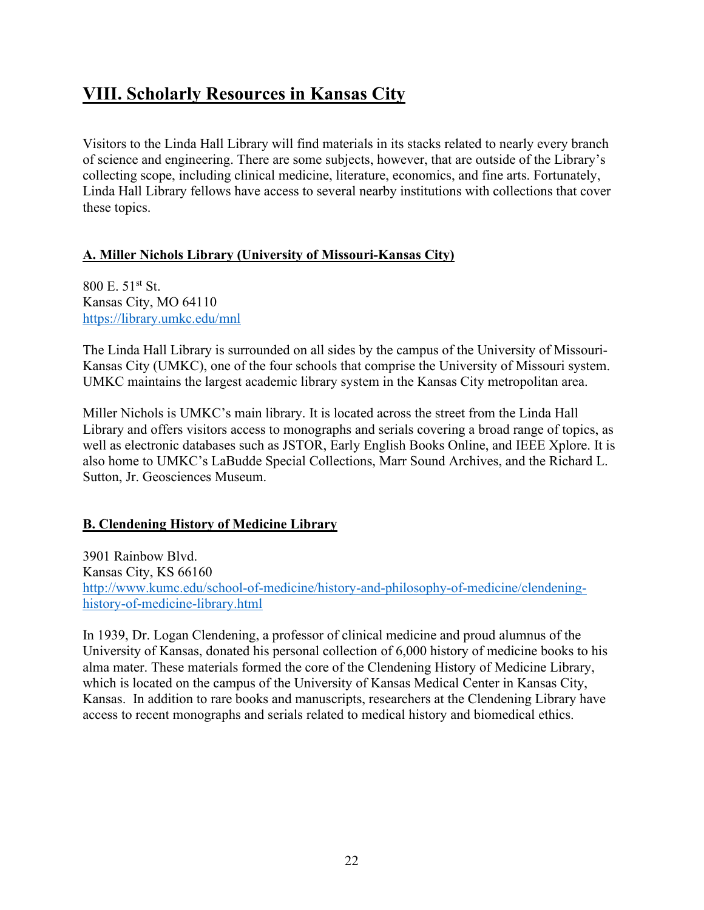# VIII. Scholarly Resources in Kansas City

Visitors to the Linda Hall Library will find materials in its stacks related to nearly every branch of science and engineering. There are some subjects, however, that are outside of the Library's collecting scope, including clinical medicine, literature, economics, and fine arts. Fortunately, Linda Hall Library fellows have access to several nearby institutions with collections that cover these topics.

## A. Miller Nichols Library (University of Missouri-Kansas City)

800 E. 51st St.
Kansas City, MO 64110
https://library.umkc.edu/mnl

The Linda Hall Library is surrounded on all sides by the campus of the University of Missouri-Kansas City (UMKC), one of the four schools that comprise the University of Missouri system. UMKC maintains the largest academic library system in the Kansas City metropolitan area.

Miller Nichols is UMKC's main library. It is located across the street from the Linda Hall Library and offers visitors access to monographs and serials covering a broad range of topics, as well as electronic databases such as JSTOR, Early English Books Online, and IEEE Xplore. It is also home to UMKC's LaBudde Special Collections, Marr Sound Archives, and the Richard L. Sutton, Jr. Geosciences Museum.

## B. Clendening History of Medicine Library

3901 Rainbow Blvd.
Kansas City, KS 66160
http://www.kumc.edu/school-of-medicine/history-and-philosophy-of-medicine/clendening-history-of-medicine-library.html

In 1939, Dr. Logan Clendening, a professor of clinical medicine and proud alumnus of the University of Kansas, donated his personal collection of 6,000 history of medicine books to his alma mater. These materials formed the core of the Clendening History of Medicine Library, which is located on the campus of the University of Kansas Medical Center in Kansas City, Kansas. In addition to rare books and manuscripts, researchers at the Clendening Library have access to recent monographs and serials related to medical history and biomedical ethics.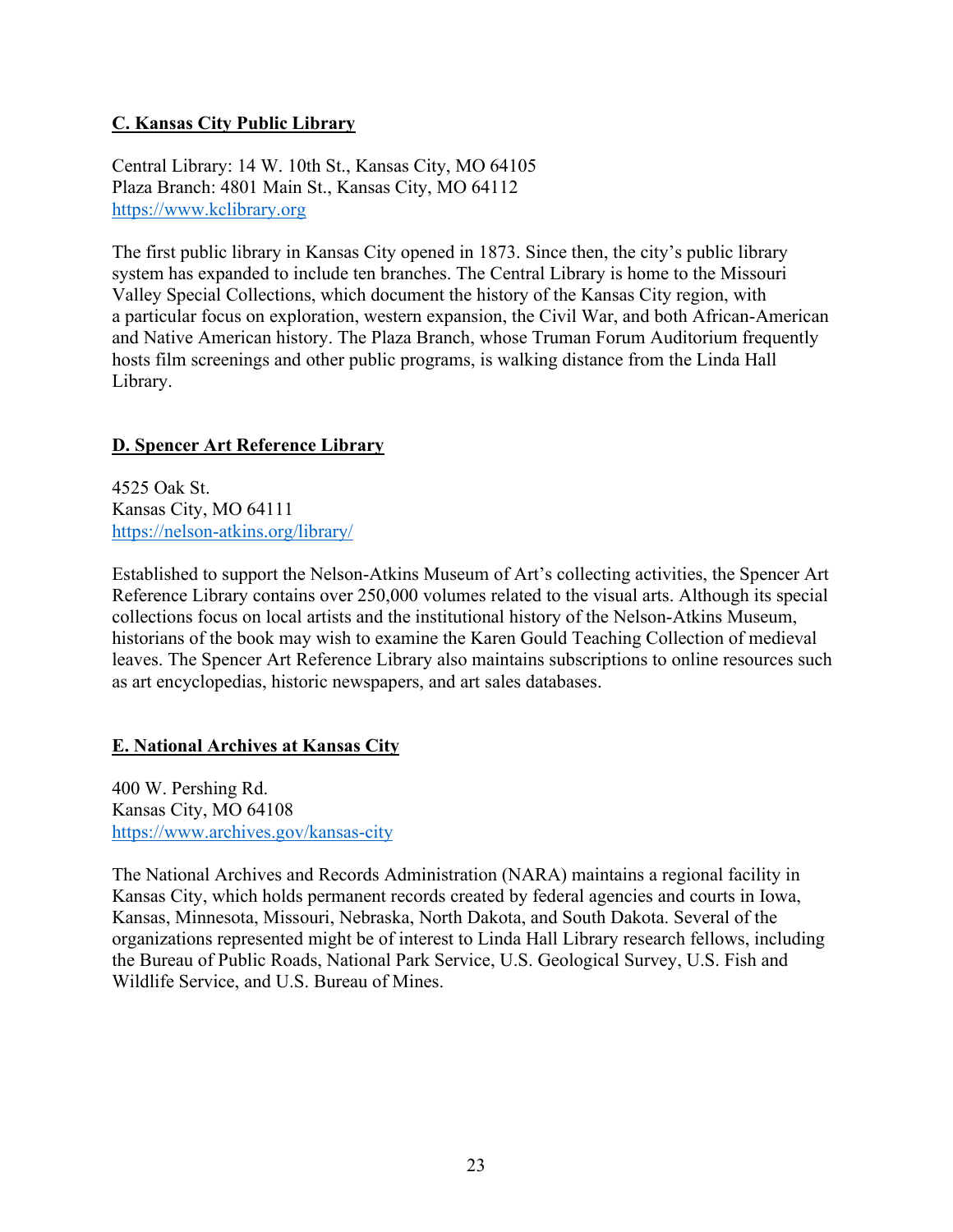## C. Kansas City Public Library

Central Library: 14 W. 10th St., Kansas City, MO 64105
Plaza Branch: 4801 Main St., Kansas City, MO 64112
https://www.kclibrary.org

The first public library in Kansas City opened in 1873. Since then, the city's public library system has expanded to include ten branches. The Central Library is home to the Missouri Valley Special Collections, which document the history of the Kansas City region, with a particular focus on exploration, western expansion, the Civil War, and both African-American and Native American history. The Plaza Branch, whose Truman Forum Auditorium frequently hosts film screenings and other public programs, is walking distance from the Linda Hall Library.

## D. Spencer Art Reference Library

4525 Oak St.
Kansas City, MO 64111
https://nelson-atkins.org/library/

Established to support the Nelson-Atkins Museum of Art's collecting activities, the Spencer Art Reference Library contains over 250,000 volumes related to the visual arts. Although its special collections focus on local artists and the institutional history of the Nelson-Atkins Museum, historians of the book may wish to examine the Karen Gould Teaching Collection of medieval leaves. The Spencer Art Reference Library also maintains subscriptions to online resources such as art encyclopedias, historic newspapers, and art sales databases.

## E. National Archives at Kansas City

400 W. Pershing Rd.
Kansas City, MO 64108
https://www.archives.gov/kansas-city

The National Archives and Records Administration (NARA) maintains a regional facility in Kansas City, which holds permanent records created by federal agencies and courts in Iowa, Kansas, Minnesota, Missouri, Nebraska, North Dakota, and South Dakota. Several of the organizations represented might be of interest to Linda Hall Library research fellows, including the Bureau of Public Roads, National Park Service, U.S. Geological Survey, U.S. Fish and Wildlife Service, and U.S. Bureau of Mines.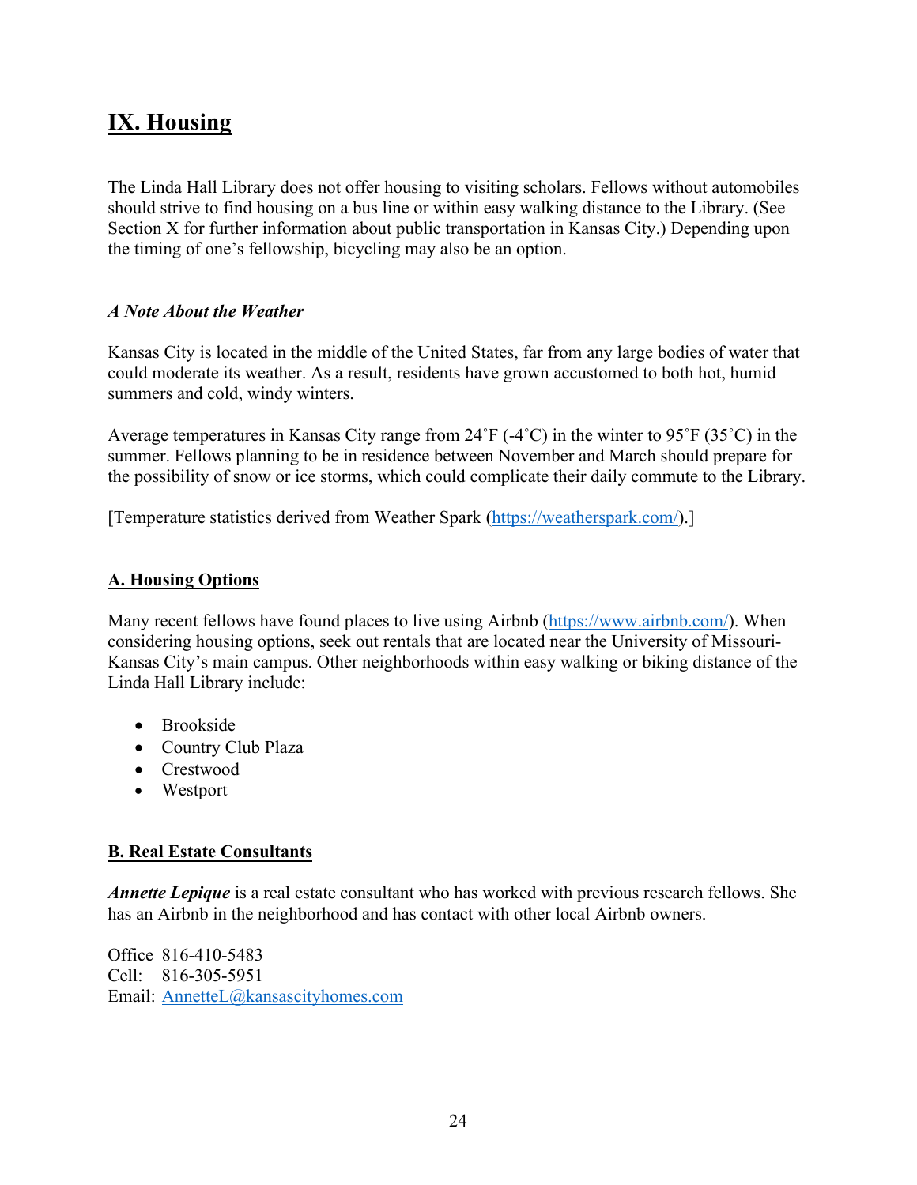# IX. Housing

The Linda Hall Library does not offer housing to visiting scholars. Fellows without automobiles should strive to find housing on a bus line or within easy walking distance to the Library. (See Section X for further information about public transportation in Kansas City.) Depending upon the timing of one's fellowship, bicycling may also be an option.

### *A Note About the Weather*

Kansas City is located in the middle of the United States, far from any large bodies of water that could moderate its weather. As a result, residents have grown accustomed to both hot, humid summers and cold, windy winters.

Average temperatures in Kansas City range from 24˚F (-4˚C) in the winter to 95˚F (35˚C) in the summer. Fellows planning to be in residence between November and March should prepare for the possibility of snow or ice storms, which could complicate their daily commute to the Library.

[Temperature statistics derived from Weather Spark (https://weatherspark.com/).]

## A. Housing Options

Many recent fellows have found places to live using Airbnb (https://www.airbnb.com/). When considering housing options, seek out rentals that are located near the University of Missouri-Kansas City's main campus. Other neighborhoods within easy walking or biking distance of the Linda Hall Library include:

- Brookside
- Country Club Plaza
- Crestwood
- Westport

## B. Real Estate Consultants

***Annette Lepique*** is a real estate consultant who has worked with previous research fellows. She has an Airbnb in the neighborhood and has contact with other local Airbnb owners.

Office 816-410-5483
Cell: 816-305-5951
Email: AnnetteL@kansascityhomes.com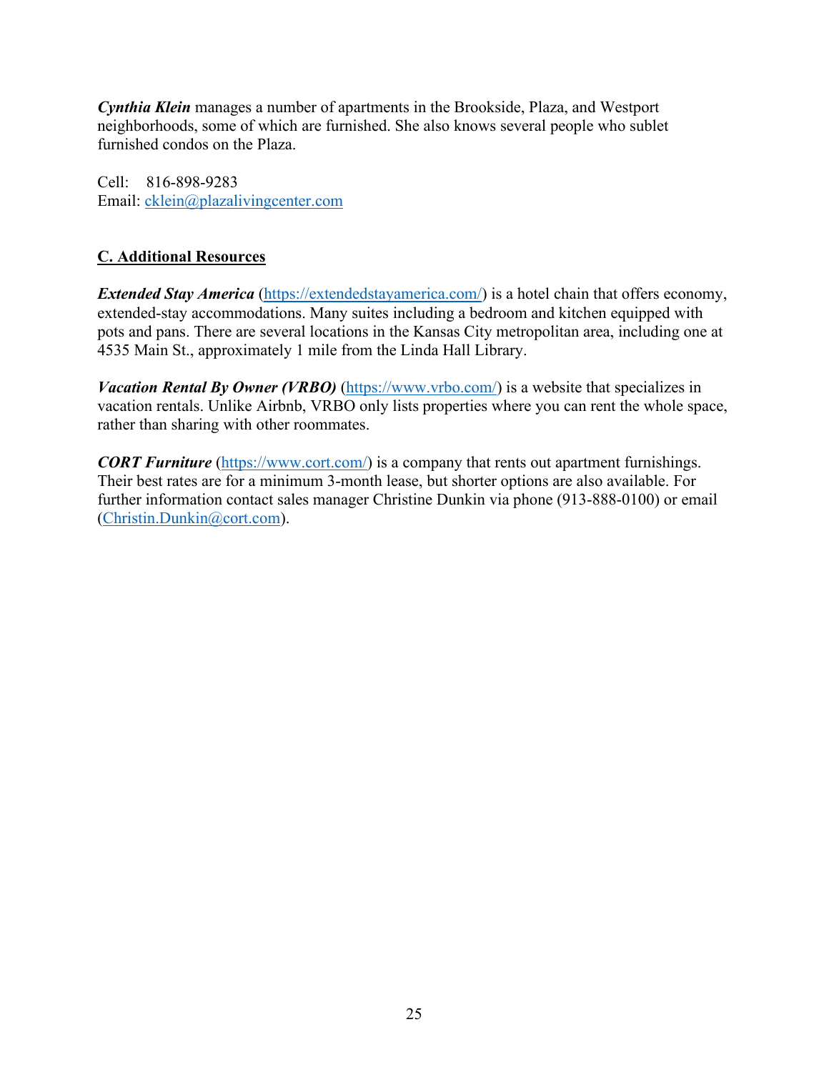***Cynthia Klein*** manages a number of apartments in the Brookside, Plaza, and Westport neighborhoods, some of which are furnished. She also knows several people who sublet furnished condos on the Plaza.

Cell: 816-898-9283
Email: cklein@plazalivingcenter.com

## C. Additional Resources

***Extended Stay America*** (https://extendedstayamerica.com/) is a hotel chain that offers economy, extended-stay accommodations. Many suites including a bedroom and kitchen equipped with pots and pans. There are several locations in the Kansas City metropolitan area, including one at 4535 Main St., approximately 1 mile from the Linda Hall Library.

***Vacation Rental By Owner (VRBO)*** (https://www.vrbo.com/) is a website that specializes in vacation rentals. Unlike Airbnb, VRBO only lists properties where you can rent the whole space, rather than sharing with other roommates.

***CORT Furniture*** (https://www.cort.com/) is a company that rents out apartment furnishings. Their best rates are for a minimum 3-month lease, but shorter options are also available. For further information contact sales manager Christine Dunkin via phone (913-888-0100) or email (Christin.Dunkin@cort.com).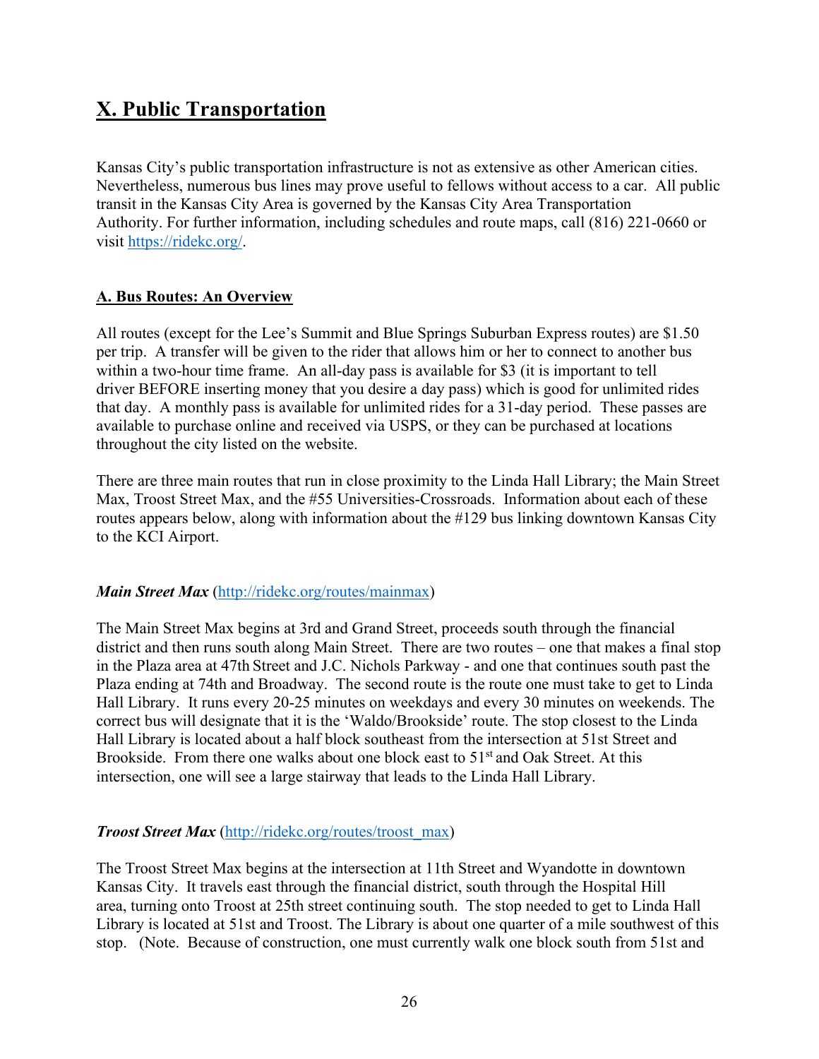## X. Public Transportation

Kansas City's public transportation infrastructure is not as extensive as other American cities. Nevertheless, numerous bus lines may prove useful to fellows without access to a car. All public transit in the Kansas City Area is governed by the Kansas City Area Transportation Authority. For further information, including schedules and route maps, call (816) 221-0660 or visit https://ridekc.org/.

### A. Bus Routes: An Overview

All routes (except for the Lee's Summit and Blue Springs Suburban Express routes) are $1.50 per trip. A transfer will be given to the rider that allows him or her to connect to another bus within a two-hour time frame. An all-day pass is available for $3 (it is important to tell driver BEFORE inserting money that you desire a day pass) which is good for unlimited rides that day. A monthly pass is available for unlimited rides for a 31-day period. These passes are available to purchase online and received via USPS, or they can be purchased at locations throughout the city listed on the website.

There are three main routes that run in close proximity to the Linda Hall Library; the Main Street Max, Troost Street Max, and the #55 Universities-Crossroads. Information about each of these routes appears below, along with information about the #129 bus linking downtown Kansas City to the KCI Airport.

***Main Street Max*** (http://ridekc.org/routes/mainmax)

The Main Street Max begins at 3rd and Grand Street, proceeds south through the financial district and then runs south along Main Street. There are two routes – one that makes a final stop in the Plaza area at 47th Street and J.C. Nichols Parkway - and one that continues south past the Plaza ending at 74th and Broadway. The second route is the route one must take to get to Linda Hall Library. It runs every 20-25 minutes on weekdays and every 30 minutes on weekends. The correct bus will designate that it is the 'Waldo/Brookside' route. The stop closest to the Linda Hall Library is located about a half block southeast from the intersection at 51st Street and Brookside. From there one walks about one block east to 51st and Oak Street. At this intersection, one will see a large stairway that leads to the Linda Hall Library.

***Troost Street Max*** (http://ridekc.org/routes/troost_max)

The Troost Street Max begins at the intersection at 11th Street and Wyandotte in downtown Kansas City. It travels east through the financial district, south through the Hospital Hill area, turning onto Troost at 25th street continuing south. The stop needed to get to Linda Hall Library is located at 51st and Troost. The Library is about one quarter of a mile southwest of this stop. (Note. Because of construction, one must currently walk one block south from 51st and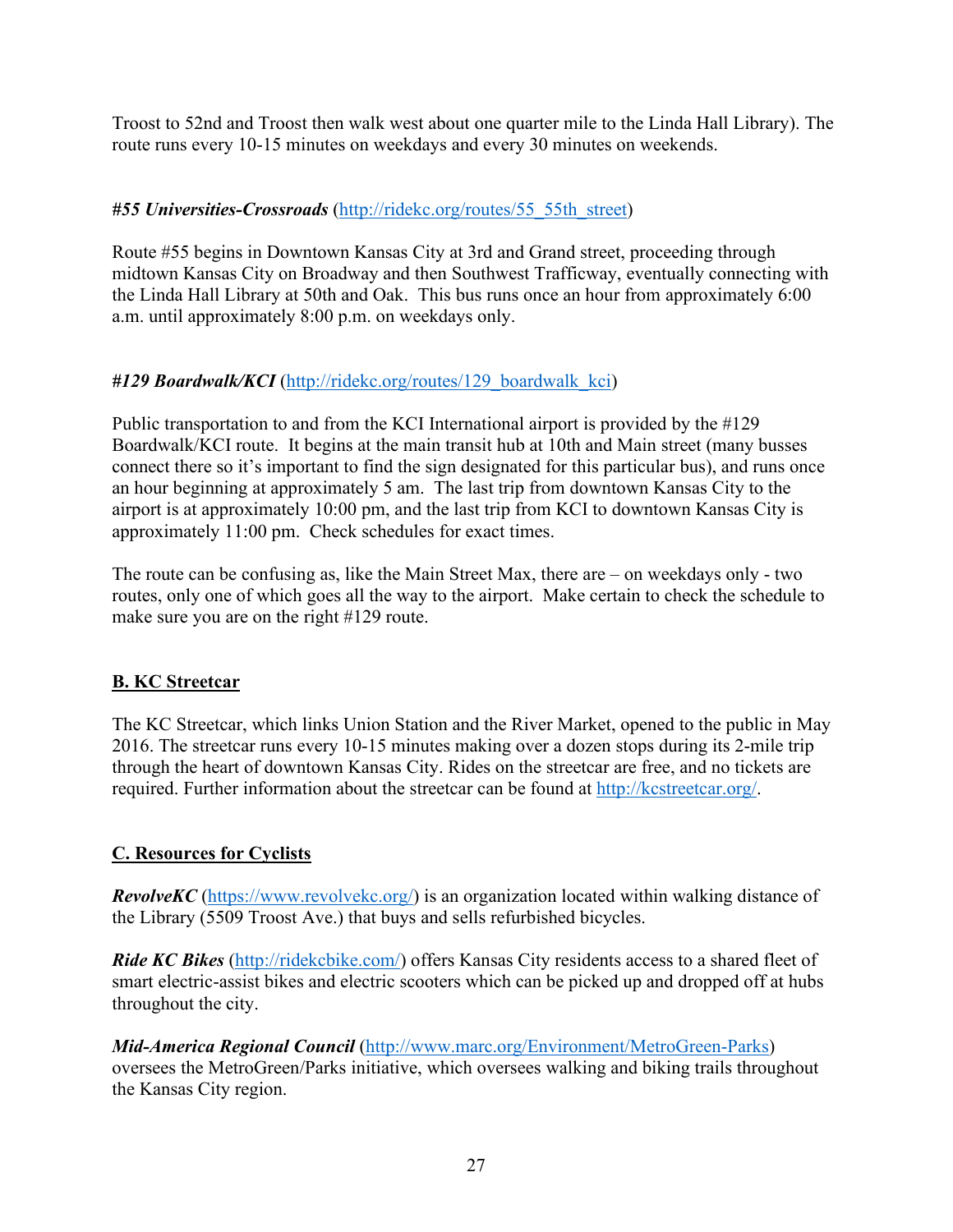Troost to 52nd and Troost then walk west about one quarter mile to the Linda Hall Library). The route runs every 10-15 minutes on weekdays and every 30 minutes on weekends.

***#55 Universities-Crossroads*** (http://ridekc.org/routes/55_55th_street)

Route #55 begins in Downtown Kansas City at 3rd and Grand street, proceeding through midtown Kansas City on Broadway and then Southwest Trafficway, eventually connecting with the Linda Hall Library at 50th and Oak. This bus runs once an hour from approximately 6:00 a.m. until approximately 8:00 p.m. on weekdays only.

***#129 Boardwalk/KCI*** (http://ridekc.org/routes/129_boardwalk_kci)

Public transportation to and from the KCI International airport is provided by the #129 Boardwalk/KCI route. It begins at the main transit hub at 10th and Main street (many busses connect there so it's important to find the sign designated for this particular bus), and runs once an hour beginning at approximately 5 am. The last trip from downtown Kansas City to the airport is at approximately 10:00 pm, and the last trip from KCI to downtown Kansas City is approximately 11:00 pm. Check schedules for exact times.

The route can be confusing as, like the Main Street Max, there are – on weekdays only - two routes, only one of which goes all the way to the airport. Make certain to check the schedule to make sure you are on the right #129 route.

## B. KC Streetcar

The KC Streetcar, which links Union Station and the River Market, opened to the public in May 2016. The streetcar runs every 10-15 minutes making over a dozen stops during its 2-mile trip through the heart of downtown Kansas City. Rides on the streetcar are free, and no tickets are required. Further information about the streetcar can be found at http://kcstreetcar.org/.

## C. Resources for Cyclists

***RevolveKC*** (https://www.revolvekc.org/) is an organization located within walking distance of the Library (5509 Troost Ave.) that buys and sells refurbished bicycles.

***Ride KC Bikes*** (http://ridekcbike.com/) offers Kansas City residents access to a shared fleet of smart electric-assist bikes and electric scooters which can be picked up and dropped off at hubs throughout the city.

***Mid-America Regional Council*** (http://www.marc.org/Environment/MetroGreen-Parks) oversees the MetroGreen/Parks initiative, which oversees walking and biking trails throughout the Kansas City region.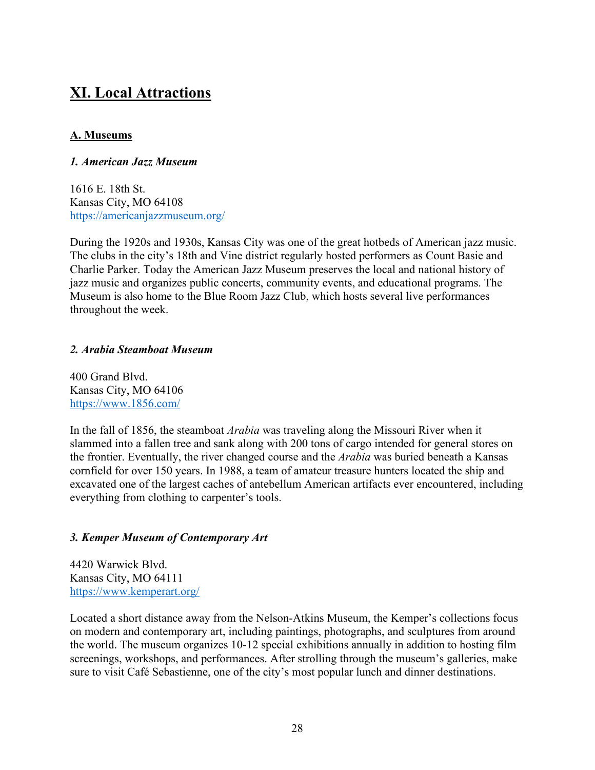# XI. Local Attractions

## A. Museums

### *1. American Jazz Museum*

1616 E. 18th St.
Kansas City, MO 64108
https://americanjazzmuseum.org/

During the 1920s and 1930s, Kansas City was one of the great hotbeds of American jazz music. The clubs in the city's 18th and Vine district regularly hosted performers as Count Basie and Charlie Parker. Today the American Jazz Museum preserves the local and national history of jazz music and organizes public concerts, community events, and educational programs. The Museum is also home to the Blue Room Jazz Club, which hosts several live performances throughout the week.

### *2. Arabia Steamboat Museum*

400 Grand Blvd.
Kansas City, MO 64106
https://www.1856.com/

In the fall of 1856, the steamboat *Arabia* was traveling along the Missouri River when it slammed into a fallen tree and sank along with 200 tons of cargo intended for general stores on the frontier. Eventually, the river changed course and the *Arabia* was buried beneath a Kansas cornfield for over 150 years. In 1988, a team of amateur treasure hunters located the ship and excavated one of the largest caches of antebellum American artifacts ever encountered, including everything from clothing to carpenter's tools.

### *3. Kemper Museum of Contemporary Art*

4420 Warwick Blvd.
Kansas City, MO 64111
https://www.kemperart.org/

Located a short distance away from the Nelson-Atkins Museum, the Kemper's collections focus on modern and contemporary art, including paintings, photographs, and sculptures from around the world. The museum organizes 10-12 special exhibitions annually in addition to hosting film screenings, workshops, and performances. After strolling through the museum's galleries, make sure to visit Café Sebastienne, one of the city's most popular lunch and dinner destinations.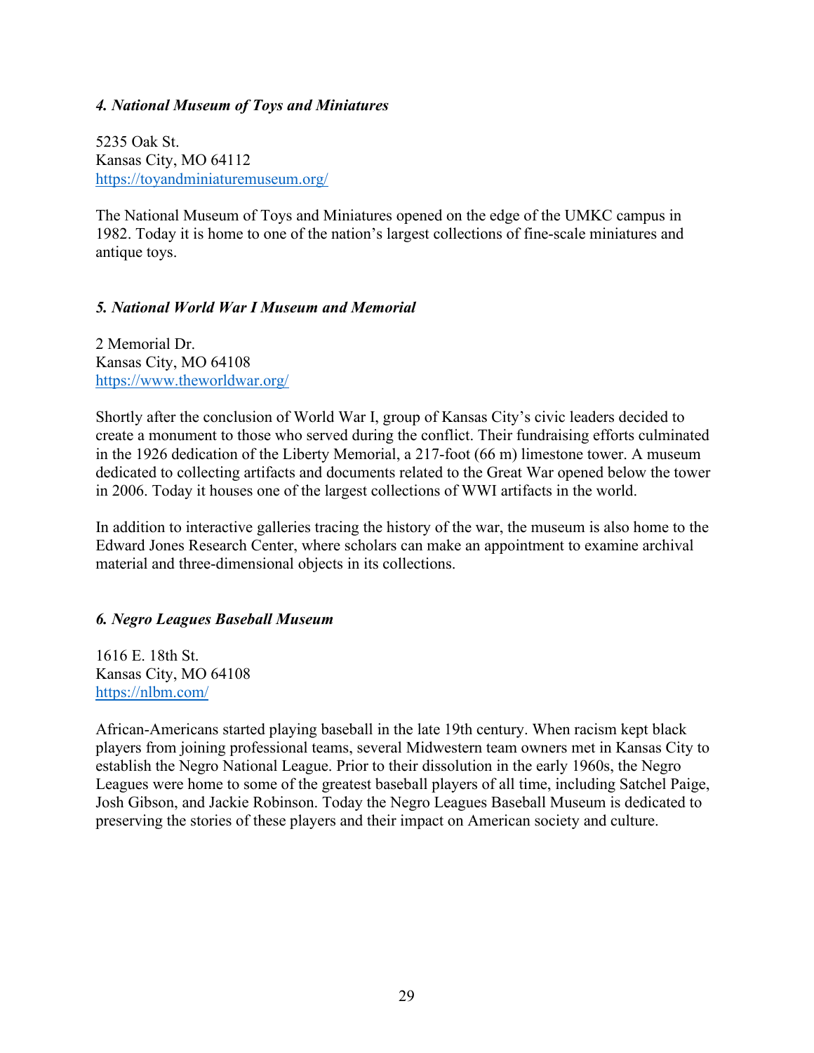### *4. National Museum of Toys and Miniatures*

5235 Oak St.
Kansas City, MO 64112
https://toyandminiaturemuseum.org/

The National Museum of Toys and Miniatures opened on the edge of the UMKC campus in 1982. Today it is home to one of the nation's largest collections of fine-scale miniatures and antique toys.

### *5. National World War I Museum and Memorial*

2 Memorial Dr.
Kansas City, MO 64108
https://www.theworldwar.org/

Shortly after the conclusion of World War I, group of Kansas City's civic leaders decided to create a monument to those who served during the conflict. Their fundraising efforts culminated in the 1926 dedication of the Liberty Memorial, a 217-foot (66 m) limestone tower. A museum dedicated to collecting artifacts and documents related to the Great War opened below the tower in 2006. Today it houses one of the largest collections of WWI artifacts in the world.

In addition to interactive galleries tracing the history of the war, the museum is also home to the Edward Jones Research Center, where scholars can make an appointment to examine archival material and three-dimensional objects in its collections.

### *6. Negro Leagues Baseball Museum*

1616 E. 18th St.
Kansas City, MO 64108
https://nlbm.com/

African-Americans started playing baseball in the late 19th century. When racism kept black players from joining professional teams, several Midwestern team owners met in Kansas City to establish the Negro National League. Prior to their dissolution in the early 1960s, the Negro Leagues were home to some of the greatest baseball players of all time, including Satchel Paige, Josh Gibson, and Jackie Robinson. Today the Negro Leagues Baseball Museum is dedicated to preserving the stories of these players and their impact on American society and culture.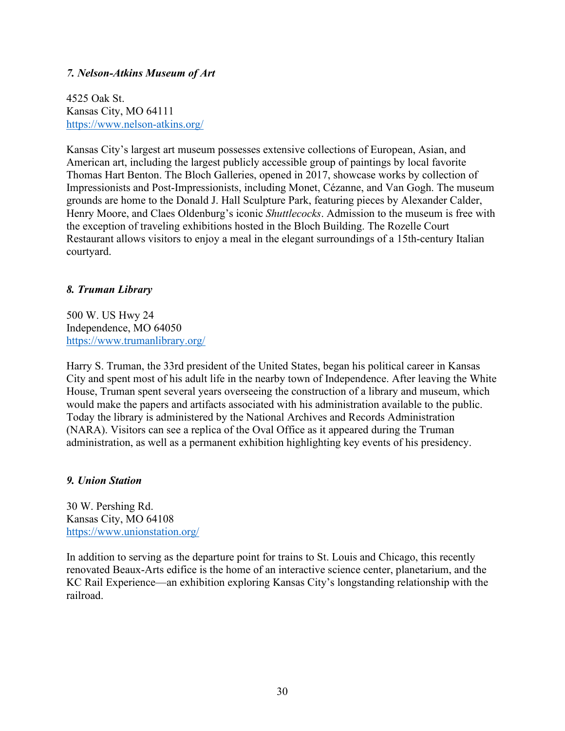### *7. Nelson-Atkins Museum of Art*

4525 Oak St.
Kansas City, MO 64111
https://www.nelson-atkins.org/

Kansas City's largest art museum possesses extensive collections of European, Asian, and American art, including the largest publicly accessible group of paintings by local favorite Thomas Hart Benton. The Bloch Galleries, opened in 2017, showcase works by collection of Impressionists and Post-Impressionists, including Monet, Cézanne, and Van Gogh. The museum grounds are home to the Donald J. Hall Sculpture Park, featuring pieces by Alexander Calder, Henry Moore, and Claes Oldenburg's iconic *Shuttlecocks*. Admission to the museum is free with the exception of traveling exhibitions hosted in the Bloch Building. The Rozelle Court Restaurant allows visitors to enjoy a meal in the elegant surroundings of a 15th-century Italian courtyard.

### *8. Truman Library*

500 W. US Hwy 24
Independence, MO 64050
https://www.trumanlibrary.org/

Harry S. Truman, the 33rd president of the United States, began his political career in Kansas City and spent most of his adult life in the nearby town of Independence. After leaving the White House, Truman spent several years overseeing the construction of a library and museum, which would make the papers and artifacts associated with his administration available to the public. Today the library is administered by the National Archives and Records Administration (NARA). Visitors can see a replica of the Oval Office as it appeared during the Truman administration, as well as a permanent exhibition highlighting key events of his presidency.

### *9. Union Station*

30 W. Pershing Rd.
Kansas City, MO 64108
https://www.unionstation.org/

In addition to serving as the departure point for trains to St. Louis and Chicago, this recently renovated Beaux-Arts edifice is the home of an interactive science center, planetarium, and the KC Rail Experience—an exhibition exploring Kansas City's longstanding relationship with the railroad.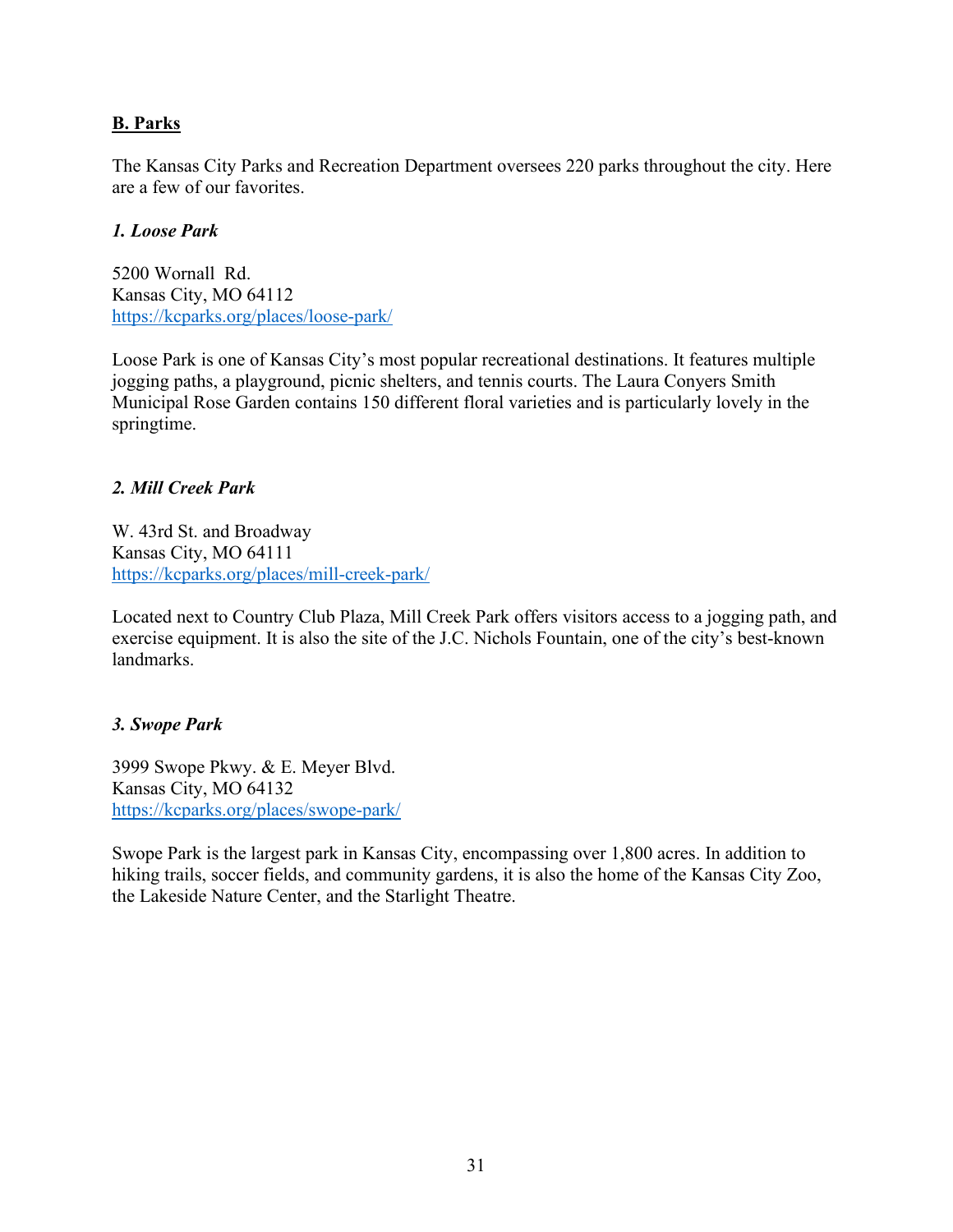## B. Parks

The Kansas City Parks and Recreation Department oversees 220 parks throughout the city. Here are a few of our favorites.

### *1. Loose Park*

5200 Wornall Rd.
Kansas City, MO 64112
https://kcparks.org/places/loose-park/

Loose Park is one of Kansas City's most popular recreational destinations. It features multiple jogging paths, a playground, picnic shelters, and tennis courts. The Laura Conyers Smith Municipal Rose Garden contains 150 different floral varieties and is particularly lovely in the springtime.

### *2. Mill Creek Park*

W. 43rd St. and Broadway
Kansas City, MO 64111
https://kcparks.org/places/mill-creek-park/

Located next to Country Club Plaza, Mill Creek Park offers visitors access to a jogging path, and exercise equipment. It is also the site of the J.C. Nichols Fountain, one of the city's best-known landmarks.

### *3. Swope Park*

3999 Swope Pkwy. & E. Meyer Blvd.
Kansas City, MO 64132
https://kcparks.org/places/swope-park/

Swope Park is the largest park in Kansas City, encompassing over 1,800 acres. In addition to hiking trails, soccer fields, and community gardens, it is also the home of the Kansas City Zoo, the Lakeside Nature Center, and the Starlight Theatre.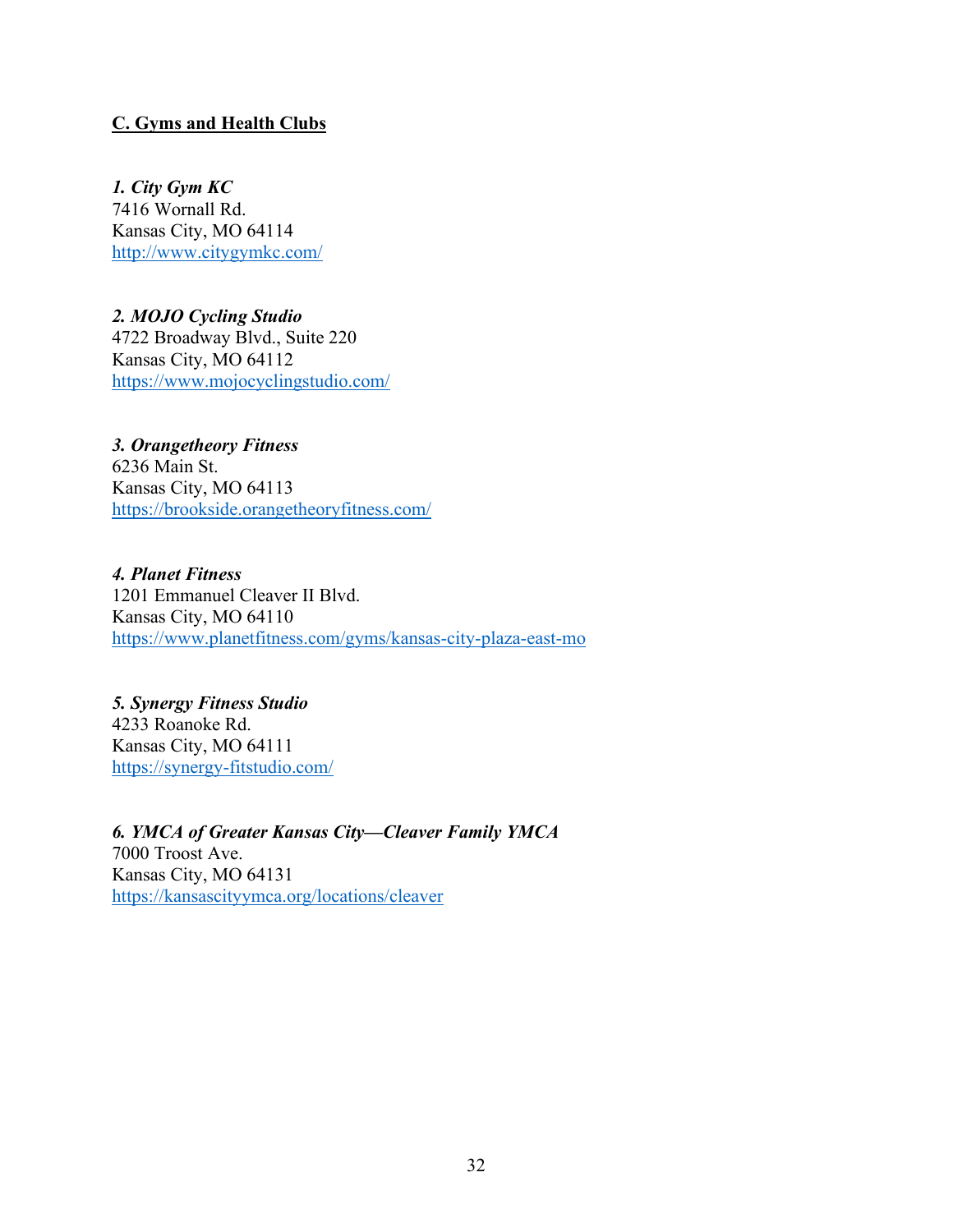## C. Gyms and Health Clubs

***1. City Gym KC***
7416 Wornall Rd.
Kansas City, MO 64114
http://www.citygymkc.com/

***2. MOJO Cycling Studio***
4722 Broadway Blvd., Suite 220
Kansas City, MO 64112
https://www.mojocyclingstudio.com/

***3. Orangetheory Fitness***
6236 Main St.
Kansas City, MO 64113
https://brookside.orangetheoryfitness.com/

***4. Planet Fitness***
1201 Emmanuel Cleaver II Blvd.
Kansas City, MO 64110
https://www.planetfitness.com/gyms/kansas-city-plaza-east-mo

***5. Synergy Fitness Studio***
4233 Roanoke Rd.
Kansas City, MO 64111
https://synergy-fitstudio.com/

***6. YMCA of Greater Kansas City—Cleaver Family YMCA***
7000 Troost Ave.
Kansas City, MO 64131
https://kansascityymca.org/locations/cleaver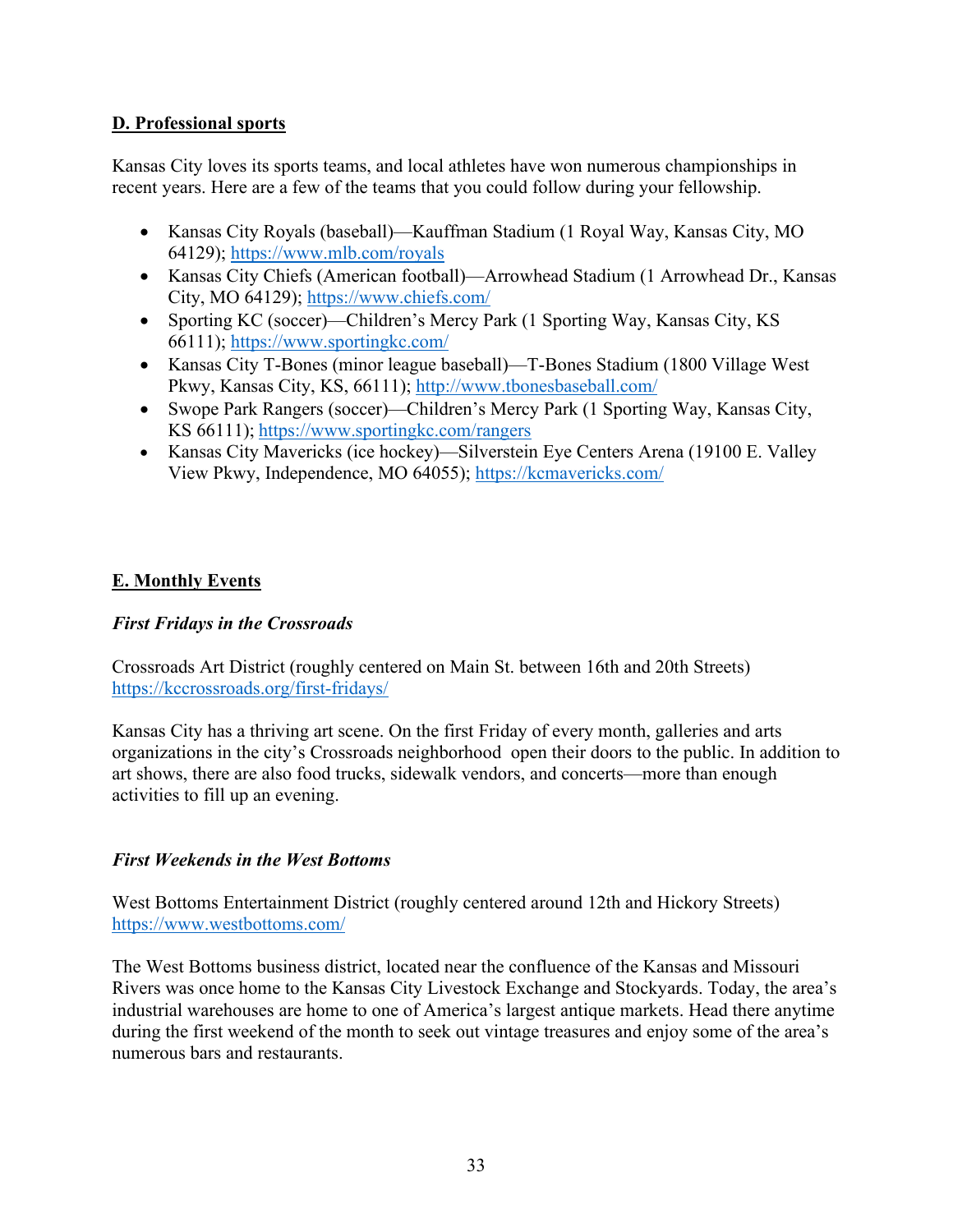## D. Professional sports

Kansas City loves its sports teams, and local athletes have won numerous championships in recent years. Here are a few of the teams that you could follow during your fellowship.

- Kansas City Royals (baseball)—Kauffman Stadium (1 Royal Way, Kansas City, MO 64129); https://www.mlb.com/royals
- Kansas City Chiefs (American football)—Arrowhead Stadium (1 Arrowhead Dr., Kansas City, MO 64129); https://www.chiefs.com/
- Sporting KC (soccer)—Children's Mercy Park (1 Sporting Way, Kansas City, KS 66111); https://www.sportingkc.com/
- Kansas City T-Bones (minor league baseball)—T-Bones Stadium (1800 Village West Pkwy, Kansas City, KS, 66111); http://www.tbonesbaseball.com/
- Swope Park Rangers (soccer)—Children's Mercy Park (1 Sporting Way, Kansas City, KS 66111); https://www.sportingkc.com/rangers
- Kansas City Mavericks (ice hockey)—Silverstein Eye Centers Arena (19100 E. Valley View Pkwy, Independence, MO 64055); https://kcmavericks.com/

## E. Monthly Events

### *First Fridays in the Crossroads*

Crossroads Art District (roughly centered on Main St. between 16th and 20th Streets)
https://kccrossroads.org/first-fridays/

Kansas City has a thriving art scene. On the first Friday of every month, galleries and arts organizations in the city's Crossroads neighborhood open their doors to the public. In addition to art shows, there are also food trucks, sidewalk vendors, and concerts—more than enough activities to fill up an evening.

### *First Weekends in the West Bottoms*

West Bottoms Entertainment District (roughly centered around 12th and Hickory Streets)
https://www.westbottoms.com/

The West Bottoms business district, located near the confluence of the Kansas and Missouri Rivers was once home to the Kansas City Livestock Exchange and Stockyards. Today, the area's industrial warehouses are home to one of America's largest antique markets. Head there anytime during the first weekend of the month to seek out vintage treasures and enjoy some of the area's numerous bars and restaurants.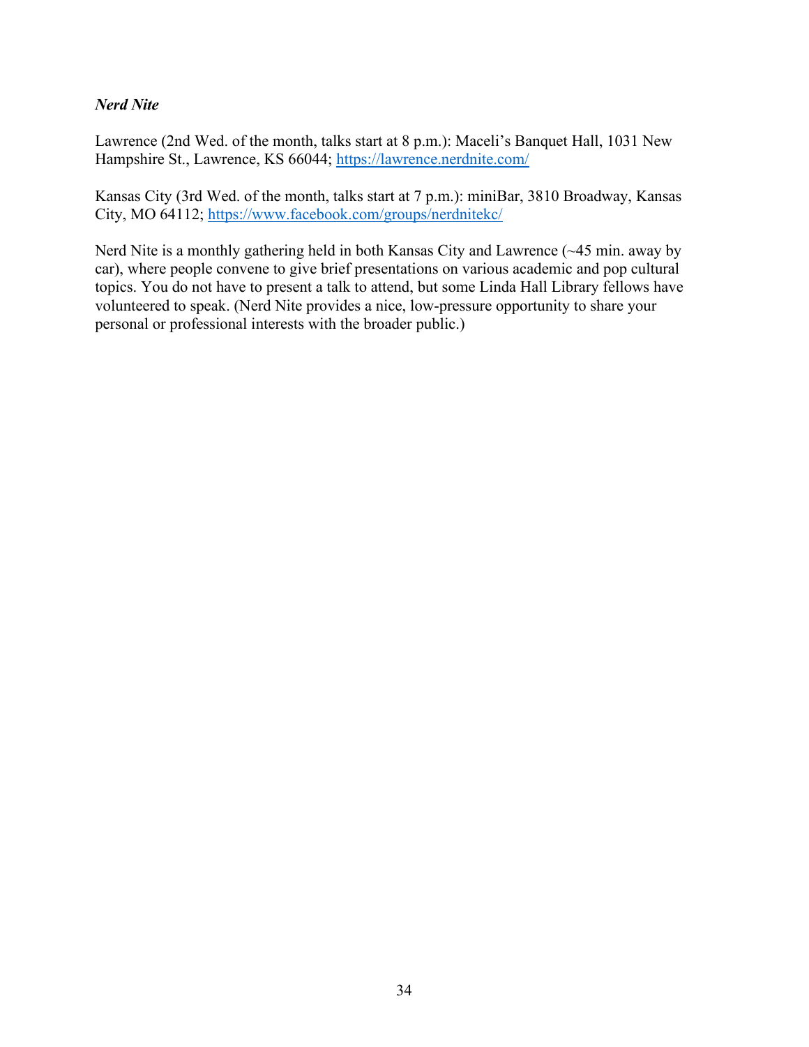***Nerd Nite***

Lawrence (2nd Wed. of the month, talks start at 8 p.m.): Maceli's Banquet Hall, 1031 New Hampshire St., Lawrence, KS 66044; https://lawrence.nerdnite.com/

Kansas City (3rd Wed. of the month, talks start at 7 p.m.): miniBar, 3810 Broadway, Kansas City, MO 64112; https://www.facebook.com/groups/nerdnitekc/

Nerd Nite is a monthly gathering held in both Kansas City and Lawrence (~45 min. away by car), where people convene to give brief presentations on various academic and pop cultural topics. You do not have to present a talk to attend, but some Linda Hall Library fellows have volunteered to speak. (Nerd Nite provides a nice, low-pressure opportunity to share your personal or professional interests with the broader public.)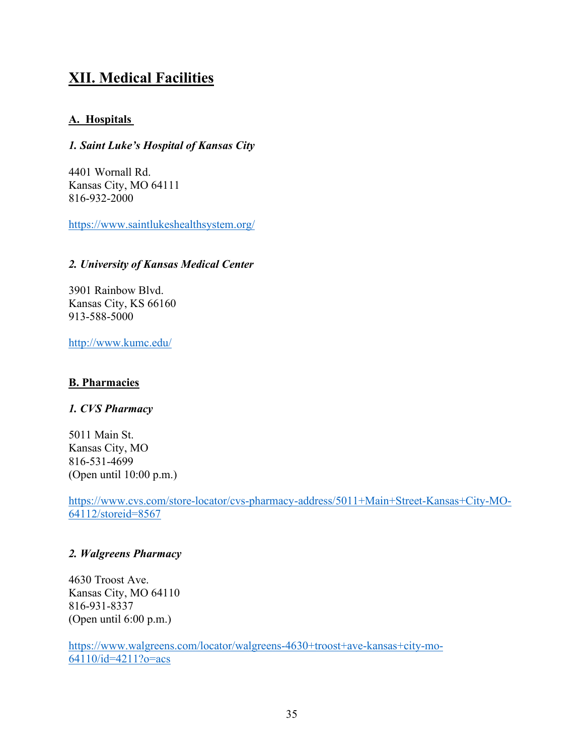# XII. Medical Facilities

## A. Hospitals

### *1. Saint Luke's Hospital of Kansas City*

4401 Wornall Rd.
Kansas City, MO 64111
816-932-2000

https://www.saintlukeshealthsystem.org/

### *2. University of Kansas Medical Center*

3901 Rainbow Blvd.
Kansas City, KS 66160
913-588-5000

http://www.kumc.edu/

## B. Pharmacies

### *1. CVS Pharmacy*

5011 Main St.
Kansas City, MO
816-531-4699
(Open until 10:00 p.m.)

https://www.cvs.com/store-locator/cvs-pharmacy-address/5011+Main+Street-Kansas+City-MO-64112/storeid=8567

### *2. Walgreens Pharmacy*

4630 Troost Ave.
Kansas City, MO 64110
816-931-8337
(Open until 6:00 p.m.)

https://www.walgreens.com/locator/walgreens-4630+troost+ave-kansas+city-mo-64110/id=4211?o=acs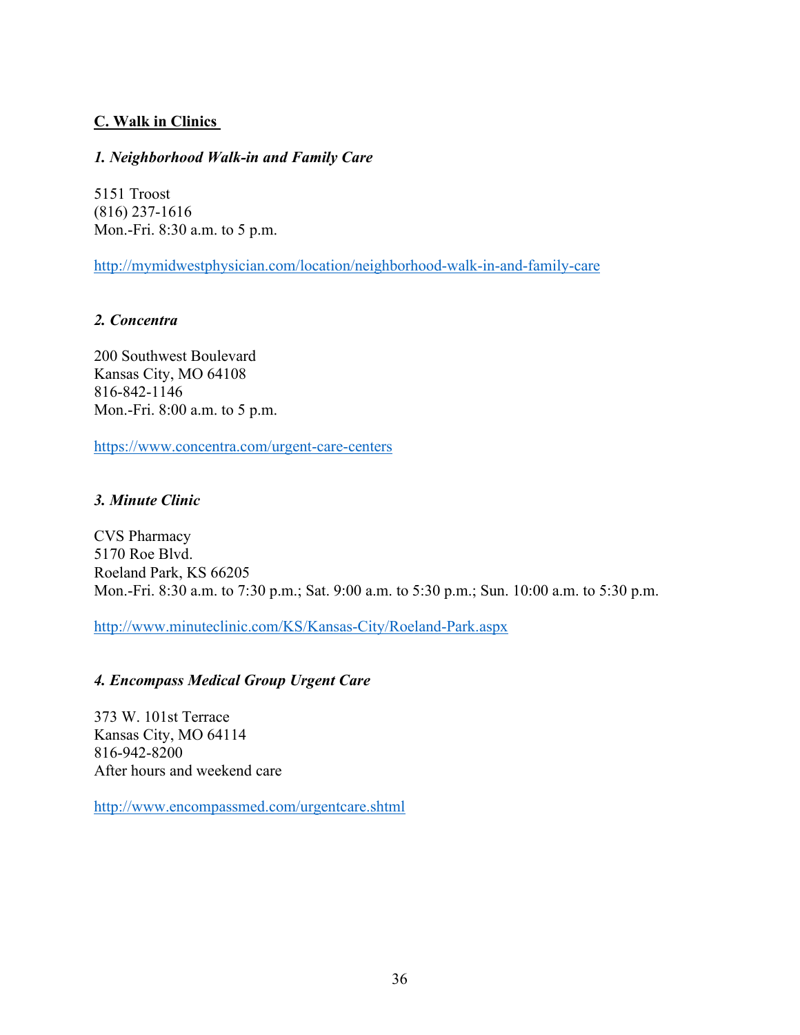## C. Walk in Clinics

### *1. Neighborhood Walk-in and Family Care*

5151 Troost  
(816) 237-1616  
Mon.-Fri. 8:30 a.m. to 5 p.m.

http://mymidwestphysician.com/location/neighborhood-walk-in-and-family-care

### *2. Concentra*

200 Southwest Boulevard  
Kansas City, MO 64108  
816-842-1146  
Mon.-Fri. 8:00 a.m. to 5 p.m.

https://www.concentra.com/urgent-care-centers

### *3. Minute Clinic*

CVS Pharmacy  
5170 Roe Blvd.  
Roeland Park, KS 66205  
Mon.-Fri. 8:30 a.m. to 7:30 p.m.; Sat. 9:00 a.m. to 5:30 p.m.; Sun. 10:00 a.m. to 5:30 p.m.

http://www.minuteclinic.com/KS/Kansas-City/Roeland-Park.aspx

### *4. Encompass Medical Group Urgent Care*

373 W. 101st Terrace  
Kansas City, MO 64114  
816-942-8200  
After hours and weekend care

http://www.encompassmed.com/urgentcare.shtml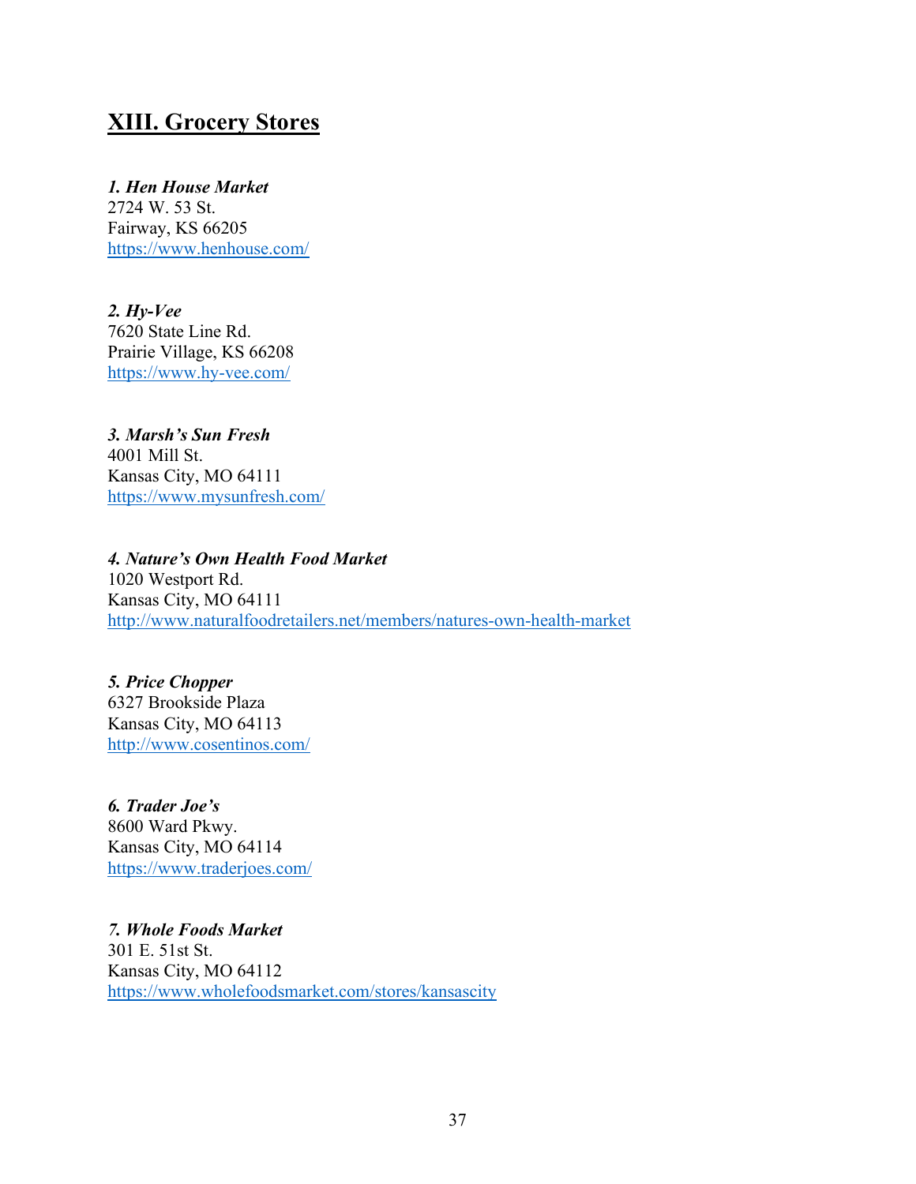## XIII. Grocery Stores

***1. Hen House Market***
2724 W. 53 St.
Fairway, KS 66205
https://www.henhouse.com/

***2. Hy-Vee***
7620 State Line Rd.
Prairie Village, KS 66208
https://www.hy-vee.com/

***3. Marsh's Sun Fresh***
4001 Mill St.
Kansas City, MO 64111
https://www.mysunfresh.com/

***4. Nature's Own Health Food Market***
1020 Westport Rd.
Kansas City, MO 64111
http://www.naturalfoodretailers.net/members/natures-own-health-market

***5. Price Chopper***
6327 Brookside Plaza
Kansas City, MO 64113
http://www.cosentinos.com/

***6. Trader Joe's***
8600 Ward Pkwy.
Kansas City, MO 64114
https://www.traderjoes.com/

***7. Whole Foods Market***
301 E. 51st St.
Kansas City, MO 64112
https://www.wholefoodsmarket.com/stores/kansascity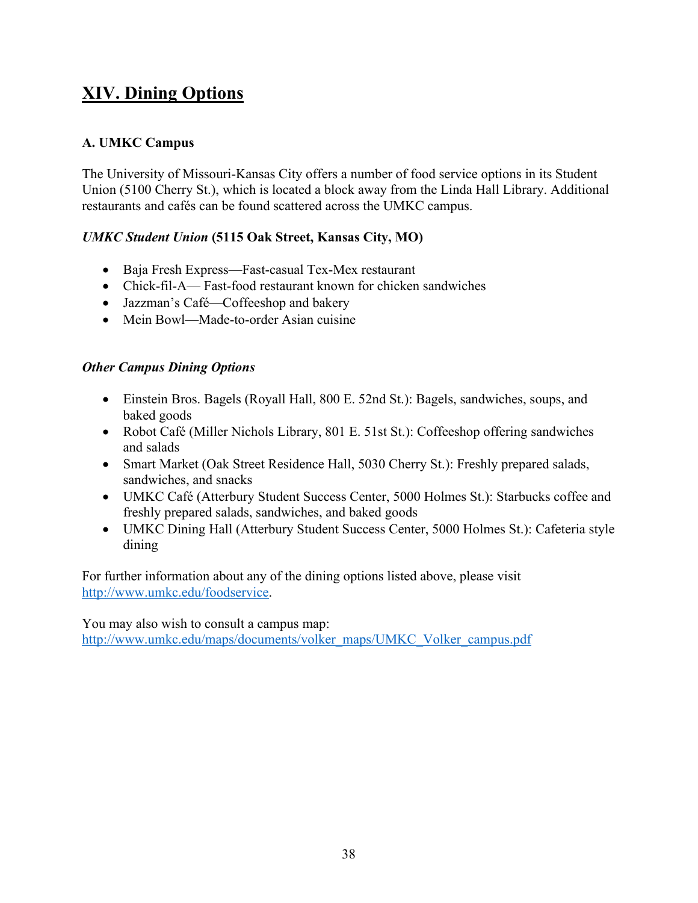## XIV. Dining Options

### A. UMKC Campus

The University of Missouri-Kansas City offers a number of food service options in its Student Union (5100 Cherry St.), which is located a block away from the Linda Hall Library. Additional restaurants and cafés can be found scattered across the UMKC campus.

***UMKC Student Union* (5115 Oak Street, Kansas City, MO)**

- Baja Fresh Express—Fast-casual Tex-Mex restaurant
- Chick-fil-A— Fast-food restaurant known for chicken sandwiches
- Jazzman's Café—Coffeeshop and bakery
- Mein Bowl—Made-to-order Asian cuisine

***Other Campus Dining Options***

- Einstein Bros. Bagels (Royall Hall, 800 E. 52nd St.): Bagels, sandwiches, soups, and baked goods
- Robot Café (Miller Nichols Library, 801 E. 51st St.): Coffeeshop offering sandwiches and salads
- Smart Market (Oak Street Residence Hall, 5030 Cherry St.): Freshly prepared salads, sandwiches, and snacks
- UMKC Café (Atterbury Student Success Center, 5000 Holmes St.): Starbucks coffee and freshly prepared salads, sandwiches, and baked goods
- UMKC Dining Hall (Atterbury Student Success Center, 5000 Holmes St.): Cafeteria style dining

For further information about any of the dining options listed above, please visit http://www.umkc.edu/foodservice.

You may also wish to consult a campus map:
http://www.umkc.edu/maps/documents/volker_maps/UMKC_Volker_campus.pdf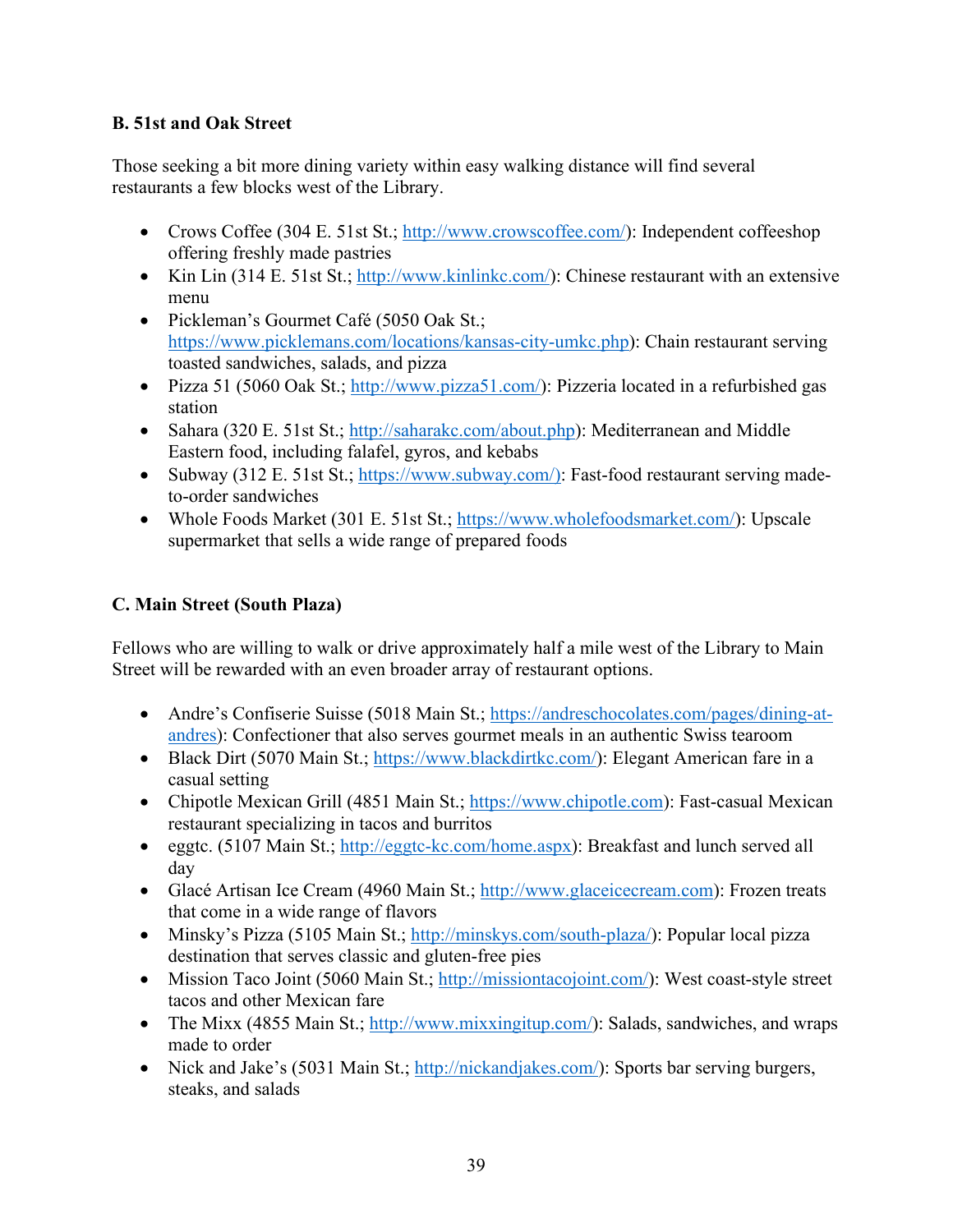**B. 51st and Oak Street**

Those seeking a bit more dining variety within easy walking distance will find several restaurants a few blocks west of the Library.

- Crows Coffee (304 E. 51st St.; http://www.crowscoffee.com/): Independent coffeeshop offering freshly made pastries
- Kin Lin (314 E. 51st St.; http://www.kinlinkc.com/): Chinese restaurant with an extensive menu
- Pickleman's Gourmet Café (5050 Oak St.; https://www.picklemans.com/locations/kansas-city-umkc.php): Chain restaurant serving toasted sandwiches, salads, and pizza
- Pizza 51 (5060 Oak St.; http://www.pizza51.com/): Pizzeria located in a refurbished gas station
- Sahara (320 E. 51st St.; http://saharakc.com/about.php): Mediterranean and Middle Eastern food, including falafel, gyros, and kebabs
- Subway (312 E. 51st St.; https://www.subway.com/): Fast-food restaurant serving made-to-order sandwiches
- Whole Foods Market (301 E. 51st St.; https://www.wholefoodsmarket.com/): Upscale supermarket that sells a wide range of prepared foods

**C. Main Street (South Plaza)**

Fellows who are willing to walk or drive approximately half a mile west of the Library to Main Street will be rewarded with an even broader array of restaurant options.

- Andre's Confiserie Suisse (5018 Main St.; https://andreschocolates.com/pages/dining-at-andres): Confectioner that also serves gourmet meals in an authentic Swiss tearoom
- Black Dirt (5070 Main St.; https://www.blackdirtkc.com/): Elegant American fare in a casual setting
- Chipotle Mexican Grill (4851 Main St.; https://www.chipotle.com): Fast-casual Mexican restaurant specializing in tacos and burritos
- eggtc. (5107 Main St.; http://eggtc-kc.com/home.aspx): Breakfast and lunch served all day
- Glacé Artisan Ice Cream (4960 Main St.; http://www.glaceicecream.com): Frozen treats that come in a wide range of flavors
- Minsky's Pizza (5105 Main St.; http://minskys.com/south-plaza/): Popular local pizza destination that serves classic and gluten-free pies
- Mission Taco Joint (5060 Main St.; http://missiontacojoint.com/): West coast-style street tacos and other Mexican fare
- The Mixx (4855 Main St.; http://www.mixxingitup.com/): Salads, sandwiches, and wraps made to order
- Nick and Jake's (5031 Main St.; http://nickandjakes.com/): Sports bar serving burgers, steaks, and salads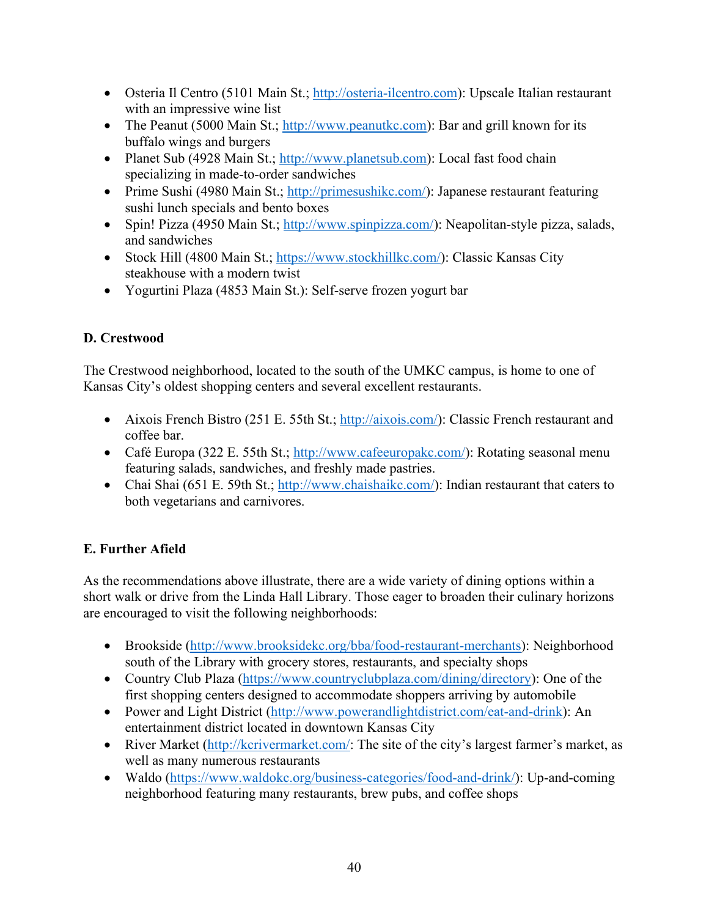- Osteria Il Centro (5101 Main St.; http://osteria-ilcentro.com): Upscale Italian restaurant with an impressive wine list
- The Peanut (5000 Main St.; http://www.peanutkc.com): Bar and grill known for its buffalo wings and burgers
- Planet Sub (4928 Main St.; http://www.planetsub.com): Local fast food chain specializing in made-to-order sandwiches
- Prime Sushi (4980 Main St.; http://primesushikc.com/): Japanese restaurant featuring sushi lunch specials and bento boxes
- Spin! Pizza (4950 Main St.; http://www.spinpizza.com/): Neapolitan-style pizza, salads, and sandwiches
- Stock Hill (4800 Main St.; https://www.stockhillkc.com/): Classic Kansas City steakhouse with a modern twist
- Yogurtini Plaza (4853 Main St.): Self-serve frozen yogurt bar

**D. Crestwood**

The Crestwood neighborhood, located to the south of the UMKC campus, is home to one of Kansas City's oldest shopping centers and several excellent restaurants.

- Aixois French Bistro (251 E. 55th St.; http://aixois.com/): Classic French restaurant and coffee bar.
- Café Europa (322 E. 55th St.; http://www.cafeeuropakc.com/): Rotating seasonal menu featuring salads, sandwiches, and freshly made pastries.
- Chai Shai (651 E. 59th St.; http://www.chaishaikc.com/): Indian restaurant that caters to both vegetarians and carnivores.

**E. Further Afield**

As the recommendations above illustrate, there are a wide variety of dining options within a short walk or drive from the Linda Hall Library. Those eager to broaden their culinary horizons are encouraged to visit the following neighborhoods:

- Brookside (http://www.brooksidekc.org/bba/food-restaurant-merchants): Neighborhood south of the Library with grocery stores, restaurants, and specialty shops
- Country Club Plaza (https://www.countryclubplaza.com/dining/directory): One of the first shopping centers designed to accommodate shoppers arriving by automobile
- Power and Light District (http://www.powerandlightdistrict.com/eat-and-drink): An entertainment district located in downtown Kansas City
- River Market (http://kcrivermarket.com/: The site of the city's largest farmer's market, as well as many numerous restaurants
- Waldo (https://www.waldokc.org/business-categories/food-and-drink/): Up-and-coming neighborhood featuring many restaurants, brew pubs, and coffee shops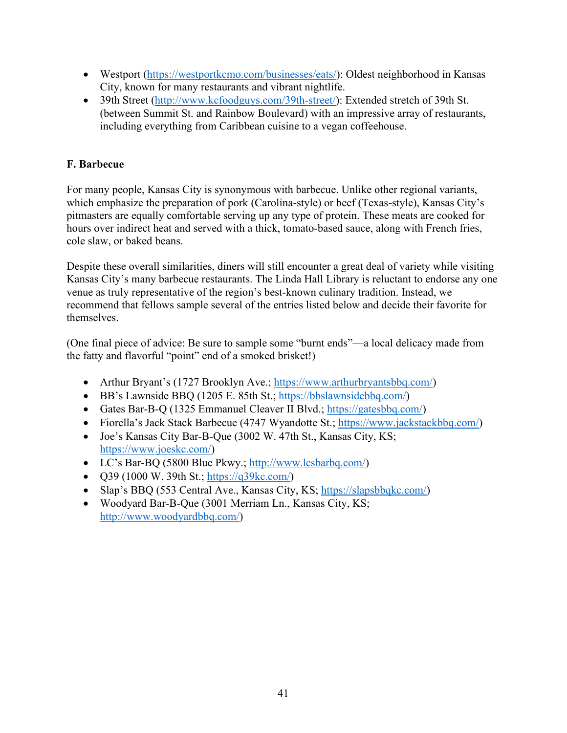- Westport (https://westportkcmo.com/businesses/eats/): Oldest neighborhood in Kansas City, known for many restaurants and vibrant nightlife.
- 39th Street (http://www.kcfoodguys.com/39th-street/): Extended stretch of 39th St. (between Summit St. and Rainbow Boulevard) with an impressive array of restaurants, including everything from Caribbean cuisine to a vegan coffeehouse.

### F. Barbecue

For many people, Kansas City is synonymous with barbecue. Unlike other regional variants, which emphasize the preparation of pork (Carolina-style) or beef (Texas-style), Kansas City's pitmasters are equally comfortable serving up any type of protein. These meats are cooked for hours over indirect heat and served with a thick, tomato-based sauce, along with French fries, cole slaw, or baked beans.

Despite these overall similarities, diners will still encounter a great deal of variety while visiting Kansas City's many barbecue restaurants. The Linda Hall Library is reluctant to endorse any one venue as truly representative of the region's best-known culinary tradition. Instead, we recommend that fellows sample several of the entries listed below and decide their favorite for themselves.

(One final piece of advice: Be sure to sample some "burnt ends"—a local delicacy made from the fatty and flavorful "point" end of a smoked brisket!)

- Arthur Bryant's (1727 Brooklyn Ave.; https://www.arthurbryantsbbq.com/)
- BB's Lawnside BBQ (1205 E. 85th St.; https://bbslawnsidebbq.com/)
- Gates Bar-B-Q (1325 Emmanuel Cleaver II Blvd.; https://gatesbbq.com/)
- Fiorella's Jack Stack Barbecue (4747 Wyandotte St.; https://www.jackstackbbq.com/)
- Joe's Kansas City Bar-B-Que (3002 W. 47th St., Kansas City, KS; https://www.joeskc.com/)
- LC's Bar-BQ (5800 Blue Pkwy.; http://www.lcsbarbq.com/)
- Q39 (1000 W. 39th St.; https://q39kc.com/)
- Slap's BBQ (553 Central Ave., Kansas City, KS; https://slapsbbqkc.com/)
- Woodyard Bar-B-Que (3001 Merriam Ln., Kansas City, KS; http://www.woodyardbbq.com/)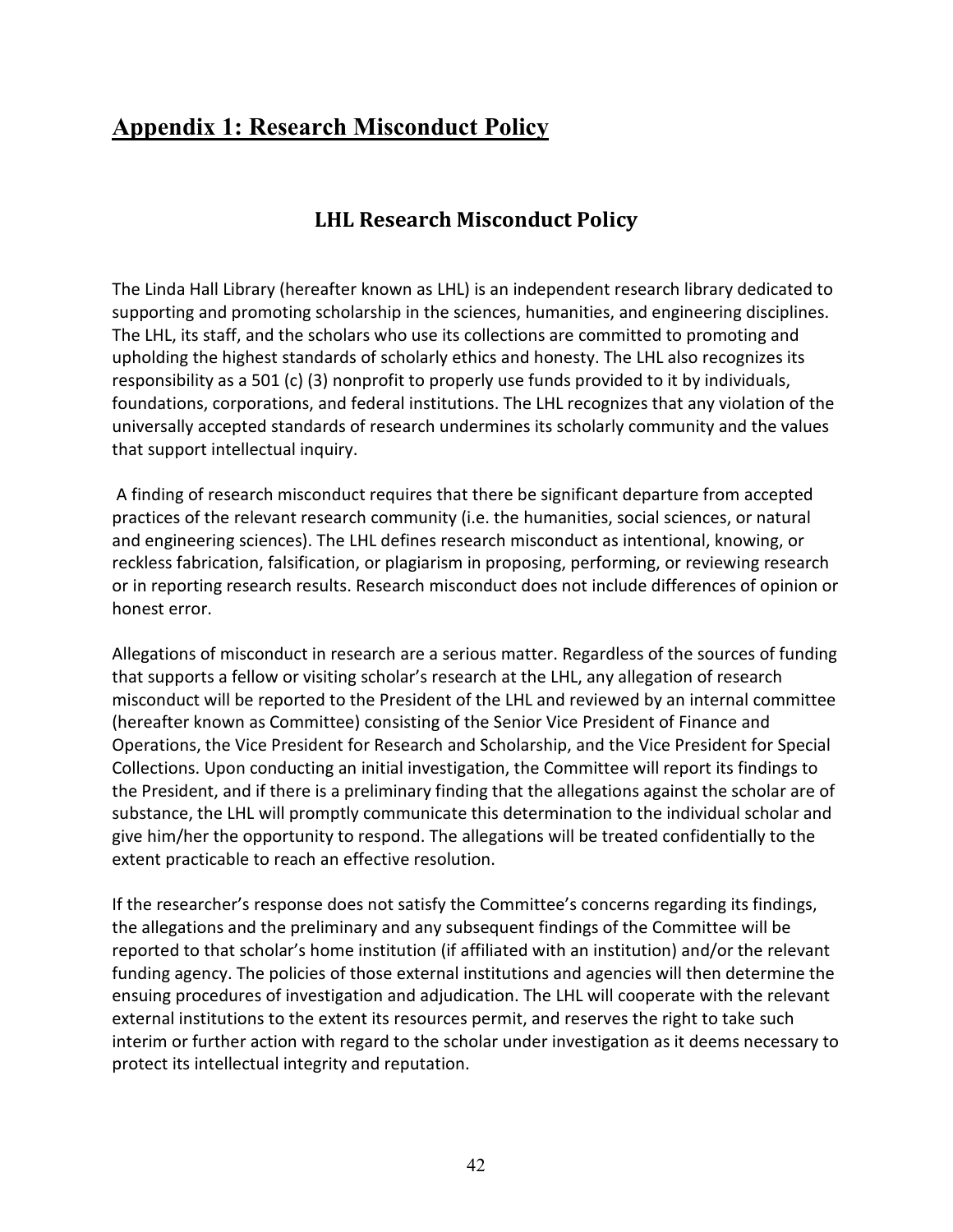# Appendix 1: Research Misconduct Policy

## LHL Research Misconduct Policy

The Linda Hall Library (hereafter known as LHL) is an independent research library dedicated to supporting and promoting scholarship in the sciences, humanities, and engineering disciplines. The LHL, its staff, and the scholars who use its collections are committed to promoting and upholding the highest standards of scholarly ethics and honesty. The LHL also recognizes its responsibility as a 501 (c) (3) nonprofit to properly use funds provided to it by individuals, foundations, corporations, and federal institutions. The LHL recognizes that any violation of the universally accepted standards of research undermines its scholarly community and the values that support intellectual inquiry.

A finding of research misconduct requires that there be significant departure from accepted practices of the relevant research community (i.e. the humanities, social sciences, or natural and engineering sciences). The LHL defines research misconduct as intentional, knowing, or reckless fabrication, falsification, or plagiarism in proposing, performing, or reviewing research or in reporting research results. Research misconduct does not include differences of opinion or honest error.

Allegations of misconduct in research are a serious matter. Regardless of the sources of funding that supports a fellow or visiting scholar's research at the LHL, any allegation of research misconduct will be reported to the President of the LHL and reviewed by an internal committee (hereafter known as Committee) consisting of the Senior Vice President of Finance and Operations, the Vice President for Research and Scholarship, and the Vice President for Special Collections. Upon conducting an initial investigation, the Committee will report its findings to the President, and if there is a preliminary finding that the allegations against the scholar are of substance, the LHL will promptly communicate this determination to the individual scholar and give him/her the opportunity to respond. The allegations will be treated confidentially to the extent practicable to reach an effective resolution.

If the researcher's response does not satisfy the Committee's concerns regarding its findings, the allegations and the preliminary and any subsequent findings of the Committee will be reported to that scholar's home institution (if affiliated with an institution) and/or the relevant funding agency. The policies of those external institutions and agencies will then determine the ensuing procedures of investigation and adjudication. The LHL will cooperate with the relevant external institutions to the extent its resources permit, and reserves the right to take such interim or further action with regard to the scholar under investigation as it deems necessary to protect its intellectual integrity and reputation.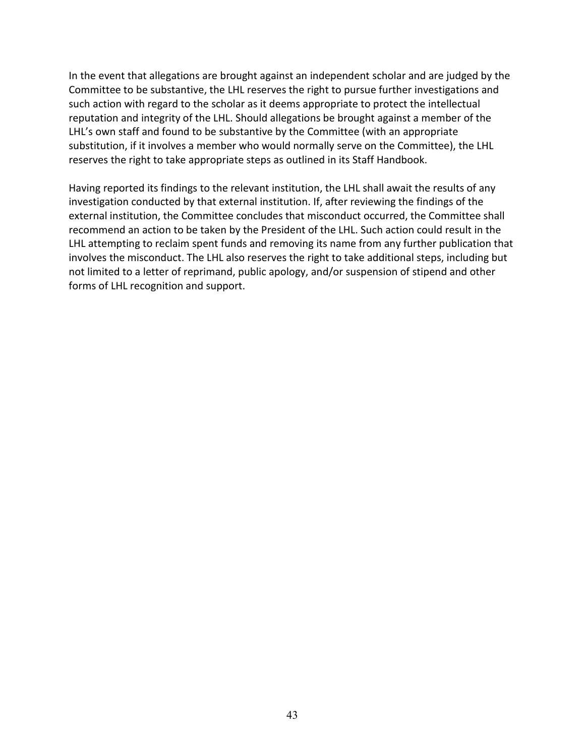In the event that allegations are brought against an independent scholar and are judged by the Committee to be substantive, the LHL reserves the right to pursue further investigations and such action with regard to the scholar as it deems appropriate to protect the intellectual reputation and integrity of the LHL. Should allegations be brought against a member of the LHL's own staff and found to be substantive by the Committee (with an appropriate substitution, if it involves a member who would normally serve on the Committee), the LHL reserves the right to take appropriate steps as outlined in its Staff Handbook.

Having reported its findings to the relevant institution, the LHL shall await the results of any investigation conducted by that external institution. If, after reviewing the findings of the external institution, the Committee concludes that misconduct occurred, the Committee shall recommend an action to be taken by the President of the LHL. Such action could result in the LHL attempting to reclaim spent funds and removing its name from any further publication that involves the misconduct. The LHL also reserves the right to take additional steps, including but not limited to a letter of reprimand, public apology, and/or suspension of stipend and other forms of LHL recognition and support.